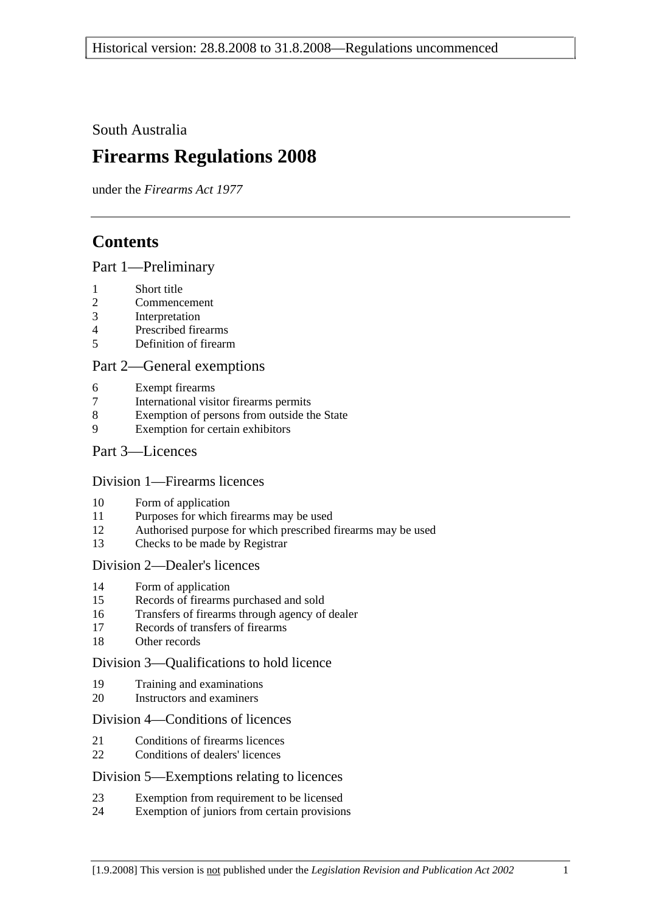South Australia

# Firearms Regulations 2008

under the *Firearms Act 1977*

## Contents

### Part 1—Preliminary

1 Short title
2 Commencement
3 Interpretation
4 Prescribed firearms
5 Definition of firearm

### Part 2—General exemptions

6 Exempt firearms
7 International visitor firearms permits
8 Exemption of persons from outside the State
9 Exemption for certain exhibitors

### Part 3—Licences

#### Division 1—Firearms licences

10 Form of application
11 Purposes for which firearms may be used
12 Authorised purpose for which prescribed firearms may be used
13 Checks to be made by Registrar

#### Division 2—Dealer's licences

14 Form of application
15 Records of firearms purchased and sold
16 Transfers of firearms through agency of dealer
17 Records of transfers of firearms
18 Other records

#### Division 3—Qualifications to hold licence

19 Training and examinations
20 Instructors and examiners

#### Division 4—Conditions of licences

21 Conditions of firearms licences
22 Conditions of dealers' licences

#### Division 5—Exemptions relating to licences

23 Exemption from requirement to be licensed
24 Exemption of juniors from certain provisions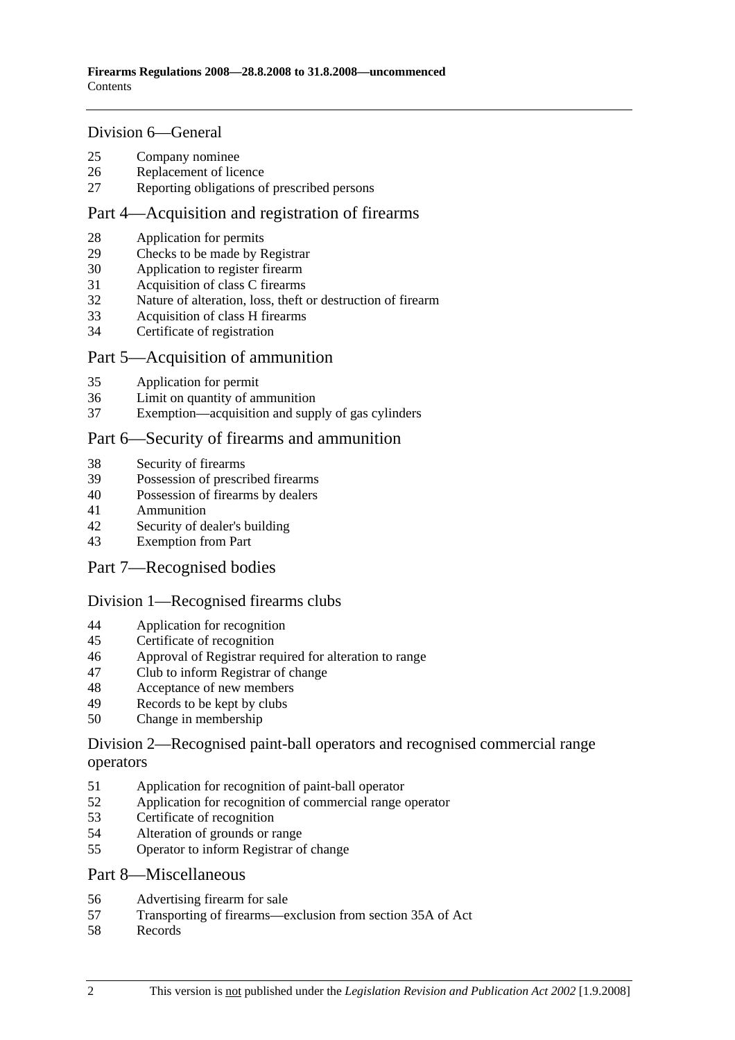## Division 6—General

25 Company nominee
26 Replacement of licence
27 Reporting obligations of prescribed persons

## Part 4—Acquisition and registration of firearms

28 Application for permits
29 Checks to be made by Registrar
30 Application to register firearm
31 Acquisition of class C firearms
32 Nature of alteration, loss, theft or destruction of firearm
33 Acquisition of class H firearms
34 Certificate of registration

## Part 5—Acquisition of ammunition

35 Application for permit
36 Limit on quantity of ammunition
37 Exemption—acquisition and supply of gas cylinders

## Part 6—Security of firearms and ammunition

38 Security of firearms
39 Possession of prescribed firearms
40 Possession of firearms by dealers
41 Ammunition
42 Security of dealer's building
43 Exemption from Part

## Part 7—Recognised bodies

## Division 1—Recognised firearms clubs

44 Application for recognition
45 Certificate of recognition
46 Approval of Registrar required for alteration to range
47 Club to inform Registrar of change
48 Acceptance of new members
49 Records to be kept by clubs
50 Change in membership

## Division 2—Recognised paint-ball operators and recognised commercial range operators

51 Application for recognition of paint-ball operator
52 Application for recognition of commercial range operator
53 Certificate of recognition
54 Alteration of grounds or range
55 Operator to inform Registrar of change

## Part 8—Miscellaneous

56 Advertising firearm for sale
57 Transporting of firearms—exclusion from section 35A of Act
58 Records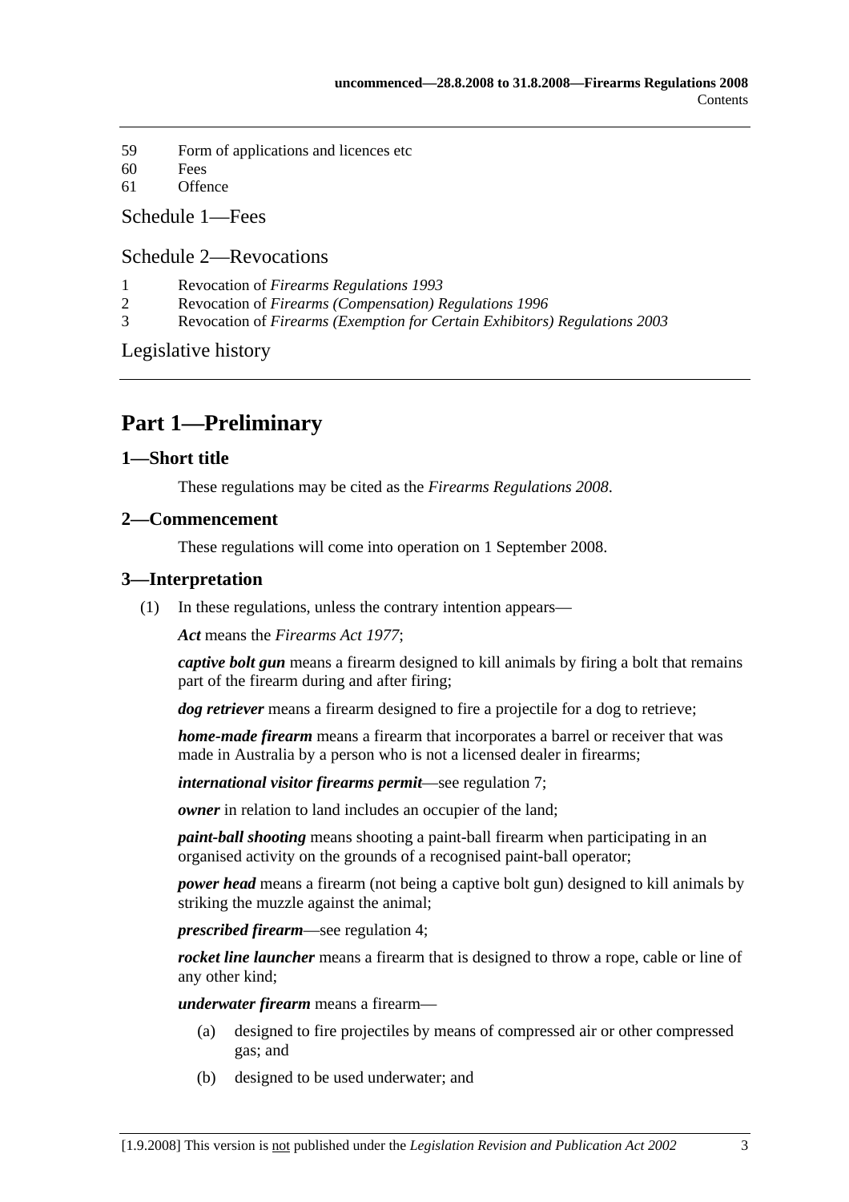59 Form of applications and licences etc
60 Fees
61 Offence

Schedule 1—Fees

Schedule 2—Revocations

1 Revocation of *Firearms Regulations 1993*
2 Revocation of *Firearms (Compensation) Regulations 1996*
3 Revocation of *Firearms (Exemption for Certain Exhibitors) Regulations 2003*

Legislative history

# Part 1—Preliminary

## 1—Short title

These regulations may be cited as the *Firearms Regulations 2008*.

## 2—Commencement

These regulations will come into operation on 1 September 2008.

## 3—Interpretation

(1) In these regulations, unless the contrary intention appears—

***Act*** means the *Firearms Act 1977*;

***captive bolt gun*** means a firearm designed to kill animals by firing a bolt that remains part of the firearm during and after firing;

***dog retriever*** means a firearm designed to fire a projectile for a dog to retrieve;

***home-made firearm*** means a firearm that incorporates a barrel or receiver that was made in Australia by a person who is not a licensed dealer in firearms;

***international visitor firearms permit***—see regulation 7;

***owner*** in relation to land includes an occupier of the land;

***paint-ball shooting*** means shooting a paint-ball firearm when participating in an organised activity on the grounds of a recognised paint-ball operator;

***power head*** means a firearm (not being a captive bolt gun) designed to kill animals by striking the muzzle against the animal;

***prescribed firearm***—see regulation 4;

***rocket line launcher*** means a firearm that is designed to throw a rope, cable or line of any other kind;

***underwater firearm*** means a firearm—

(a) designed to fire projectiles by means of compressed air or other compressed gas; and

(b) designed to be used underwater; and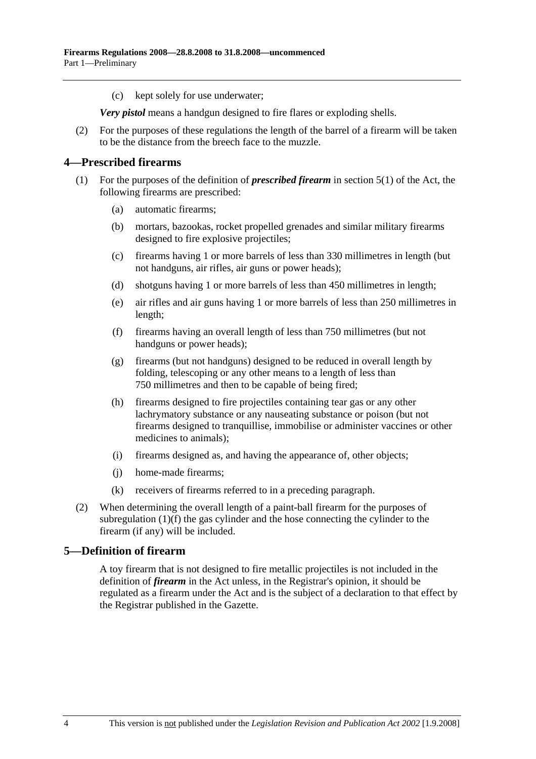(c) kept solely for use underwater;

***Very pistol*** means a handgun designed to fire flares or exploding shells.

(2) For the purposes of these regulations the length of the barrel of a firearm will be taken to be the distance from the breech face to the muzzle.

## 4—Prescribed firearms

(1) For the purposes of the definition of ***prescribed firearm*** in section 5(1) of the Act, the following firearms are prescribed:

(a) automatic firearms;

(b) mortars, bazookas, rocket propelled grenades and similar military firearms designed to fire explosive projectiles;

(c) firearms having 1 or more barrels of less than 330 millimetres in length (but not handguns, air rifles, air guns or power heads);

(d) shotguns having 1 or more barrels of less than 450 millimetres in length;

(e) air rifles and air guns having 1 or more barrels of less than 250 millimetres in length;

(f) firearms having an overall length of less than 750 millimetres (but not handguns or power heads);

(g) firearms (but not handguns) designed to be reduced in overall length by folding, telescoping or any other means to a length of less than 750 millimetres and then to be capable of being fired;

(h) firearms designed to fire projectiles containing tear gas or any other lachrymatory substance or any nauseating substance or poison (but not firearms designed to tranquillise, immobilise or administer vaccines or other medicines to animals);

(i) firearms designed as, and having the appearance of, other objects;

(j) home-made firearms;

(k) receivers of firearms referred to in a preceding paragraph.

(2) When determining the overall length of a paint-ball firearm for the purposes of subregulation (1)(f) the gas cylinder and the hose connecting the cylinder to the firearm (if any) will be included.

## 5—Definition of firearm

A toy firearm that is not designed to fire metallic projectiles is not included in the definition of ***firearm*** in the Act unless, in the Registrar's opinion, it should be regulated as a firearm under the Act and is the subject of a declaration to that effect by the Registrar published in the Gazette.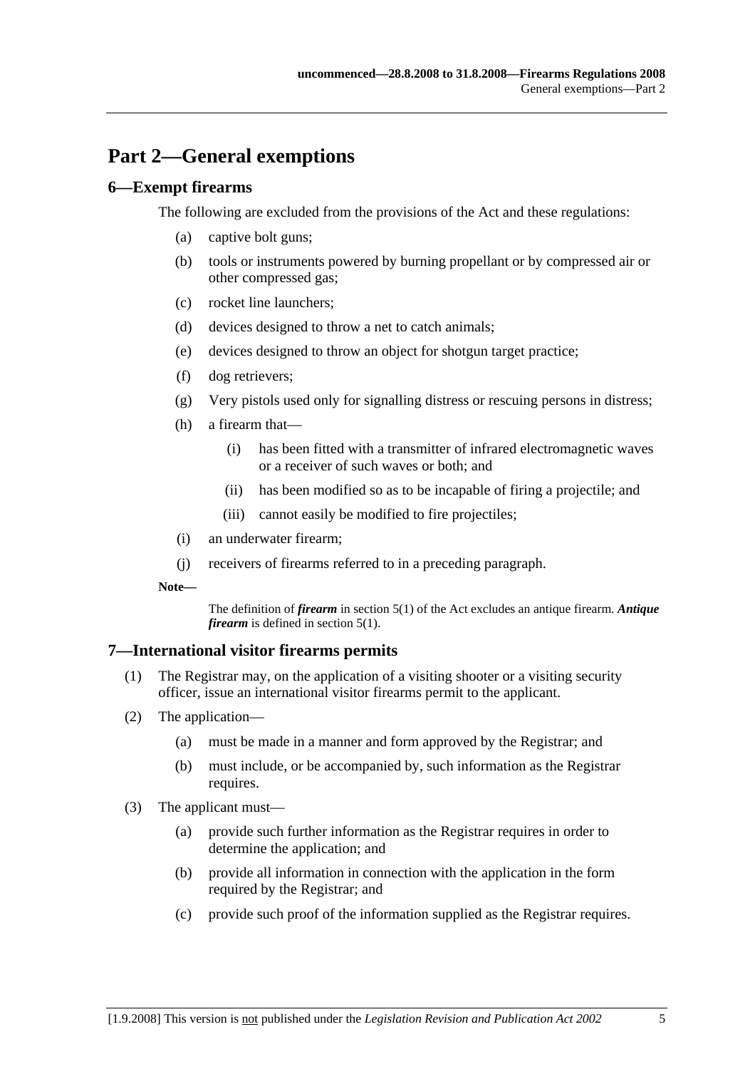# Part 2—General exemptions

## 6—Exempt firearms

The following are excluded from the provisions of the Act and these regulations:

(a) captive bolt guns;

(b) tools or instruments powered by burning propellant or by compressed air or other compressed gas;

(c) rocket line launchers;

(d) devices designed to throw a net to catch animals;

(e) devices designed to throw an object for shotgun target practice;

(f) dog retrievers;

(g) Very pistols used only for signalling distress or rescuing persons in distress;

(h) a firearm that—

(i) has been fitted with a transmitter of infrared electromagnetic waves or a receiver of such waves or both; and

(ii) has been modified so as to be incapable of firing a projectile; and

(iii) cannot easily be modified to fire projectiles;

(i) an underwater firearm;

(j) receivers of firearms referred to in a preceding paragraph.

**Note—**

The definition of ***firearm*** in section 5(1) of the Act excludes an antique firearm. ***Antique firearm*** is defined in section 5(1).

## 7—International visitor firearms permits

(1) The Registrar may, on the application of a visiting shooter or a visiting security officer, issue an international visitor firearms permit to the applicant.

(2) The application—

(a) must be made in a manner and form approved by the Registrar; and

(b) must include, or be accompanied by, such information as the Registrar requires.

(3) The applicant must—

(a) provide such further information as the Registrar requires in order to determine the application; and

(b) provide all information in connection with the application in the form required by the Registrar; and

(c) provide such proof of the information supplied as the Registrar requires.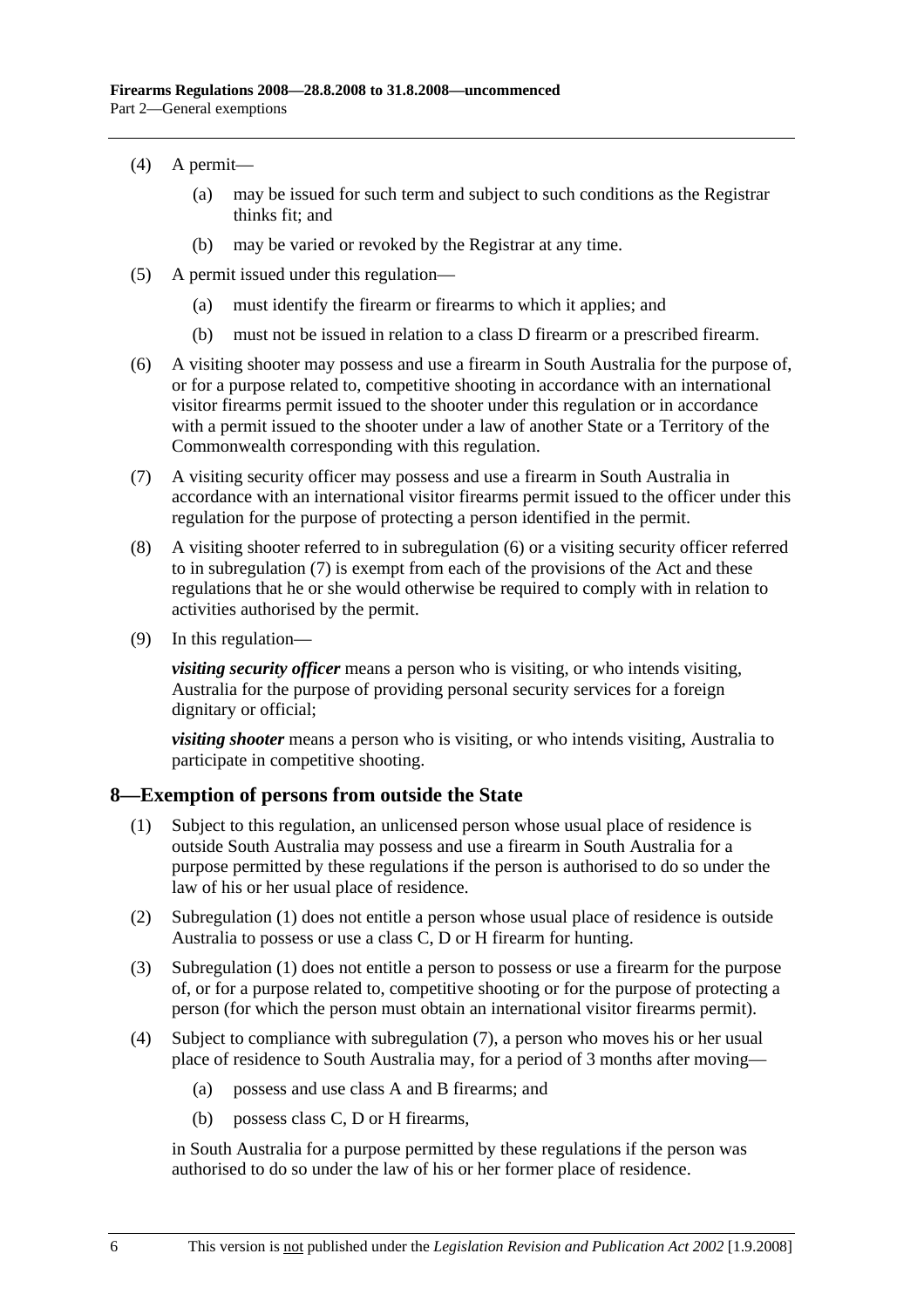(4) A permit—

(a) may be issued for such term and subject to such conditions as the Registrar thinks fit; and

(b) may be varied or revoked by the Registrar at any time.

(5) A permit issued under this regulation—

(a) must identify the firearm or firearms to which it applies; and

(b) must not be issued in relation to a class D firearm or a prescribed firearm.

(6) A visiting shooter may possess and use a firearm in South Australia for the purpose of, or for a purpose related to, competitive shooting in accordance with an international visitor firearms permit issued to the shooter under this regulation or in accordance with a permit issued to the shooter under a law of another State or a Territory of the Commonwealth corresponding with this regulation.

(7) A visiting security officer may possess and use a firearm in South Australia in accordance with an international visitor firearms permit issued to the officer under this regulation for the purpose of protecting a person identified in the permit.

(8) A visiting shooter referred to in subregulation (6) or a visiting security officer referred to in subregulation (7) is exempt from each of the provisions of the Act and these regulations that he or she would otherwise be required to comply with in relation to activities authorised by the permit.

(9) In this regulation—

***visiting security officer*** means a person who is visiting, or who intends visiting, Australia for the purpose of providing personal security services for a foreign dignitary or official;

***visiting shooter*** means a person who is visiting, or who intends visiting, Australia to participate in competitive shooting.

## 8—Exemption of persons from outside the State

(1) Subject to this regulation, an unlicensed person whose usual place of residence is outside South Australia may possess and use a firearm in South Australia for a purpose permitted by these regulations if the person is authorised to do so under the law of his or her usual place of residence.

(2) Subregulation (1) does not entitle a person whose usual place of residence is outside Australia to possess or use a class C, D or H firearm for hunting.

(3) Subregulation (1) does not entitle a person to possess or use a firearm for the purpose of, or for a purpose related to, competitive shooting or for the purpose of protecting a person (for which the person must obtain an international visitor firearms permit).

(4) Subject to compliance with subregulation (7), a person who moves his or her usual place of residence to South Australia may, for a period of 3 months after moving—

(a) possess and use class A and B firearms; and

(b) possess class C, D or H firearms,

in South Australia for a purpose permitted by these regulations if the person was authorised to do so under the law of his or her former place of residence.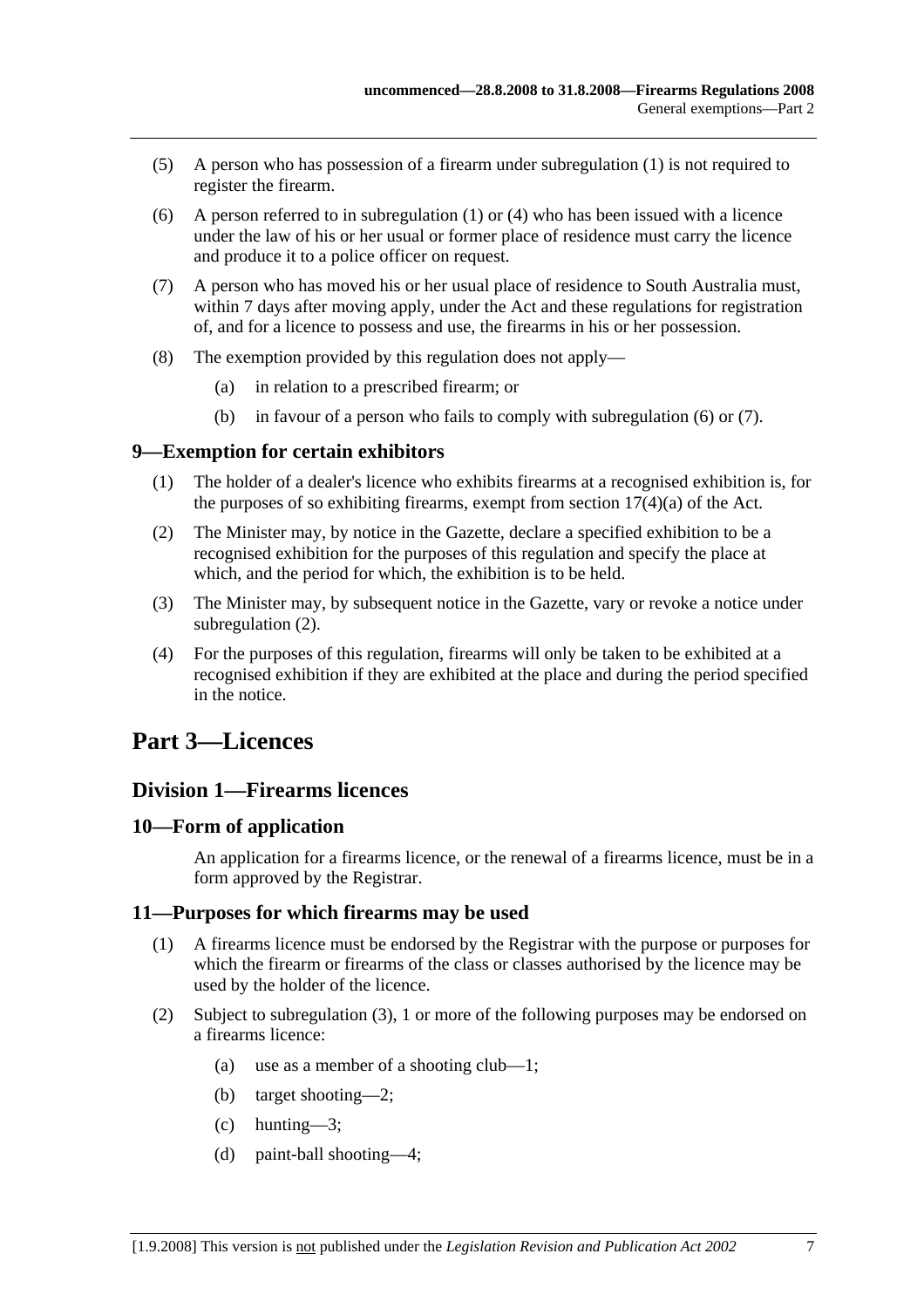(5) A person who has possession of a firearm under subregulation (1) is not required to register the firearm.

(6) A person referred to in subregulation (1) or (4) who has been issued with a licence under the law of his or her usual or former place of residence must carry the licence and produce it to a police officer on request.

(7) A person who has moved his or her usual place of residence to South Australia must, within 7 days after moving apply, under the Act and these regulations for registration of, and for a licence to possess and use, the firearms in his or her possession.

(8) The exemption provided by this regulation does not apply—

(a) in relation to a prescribed firearm; or

(b) in favour of a person who fails to comply with subregulation (6) or (7).

### 9—Exemption for certain exhibitors

(1) The holder of a dealer's licence who exhibits firearms at a recognised exhibition is, for the purposes of so exhibiting firearms, exempt from section 17(4)(a) of the Act.

(2) The Minister may, by notice in the Gazette, declare a specified exhibition to be a recognised exhibition for the purposes of this regulation and specify the place at which, and the period for which, the exhibition is to be held.

(3) The Minister may, by subsequent notice in the Gazette, vary or revoke a notice under subregulation (2).

(4) For the purposes of this regulation, firearms will only be taken to be exhibited at a recognised exhibition if they are exhibited at the place and during the period specified in the notice.

# Part 3—Licences

## Division 1—Firearms licences

### 10—Form of application

An application for a firearms licence, or the renewal of a firearms licence, must be in a form approved by the Registrar.

### 11—Purposes for which firearms may be used

(1) A firearms licence must be endorsed by the Registrar with the purpose or purposes for which the firearm or firearms of the class or classes authorised by the licence may be used by the holder of the licence.

(2) Subject to subregulation (3), 1 or more of the following purposes may be endorsed on a firearms licence:

(a) use as a member of a shooting club—1;

(b) target shooting—2;

(c) hunting—3;

(d) paint-ball shooting—4;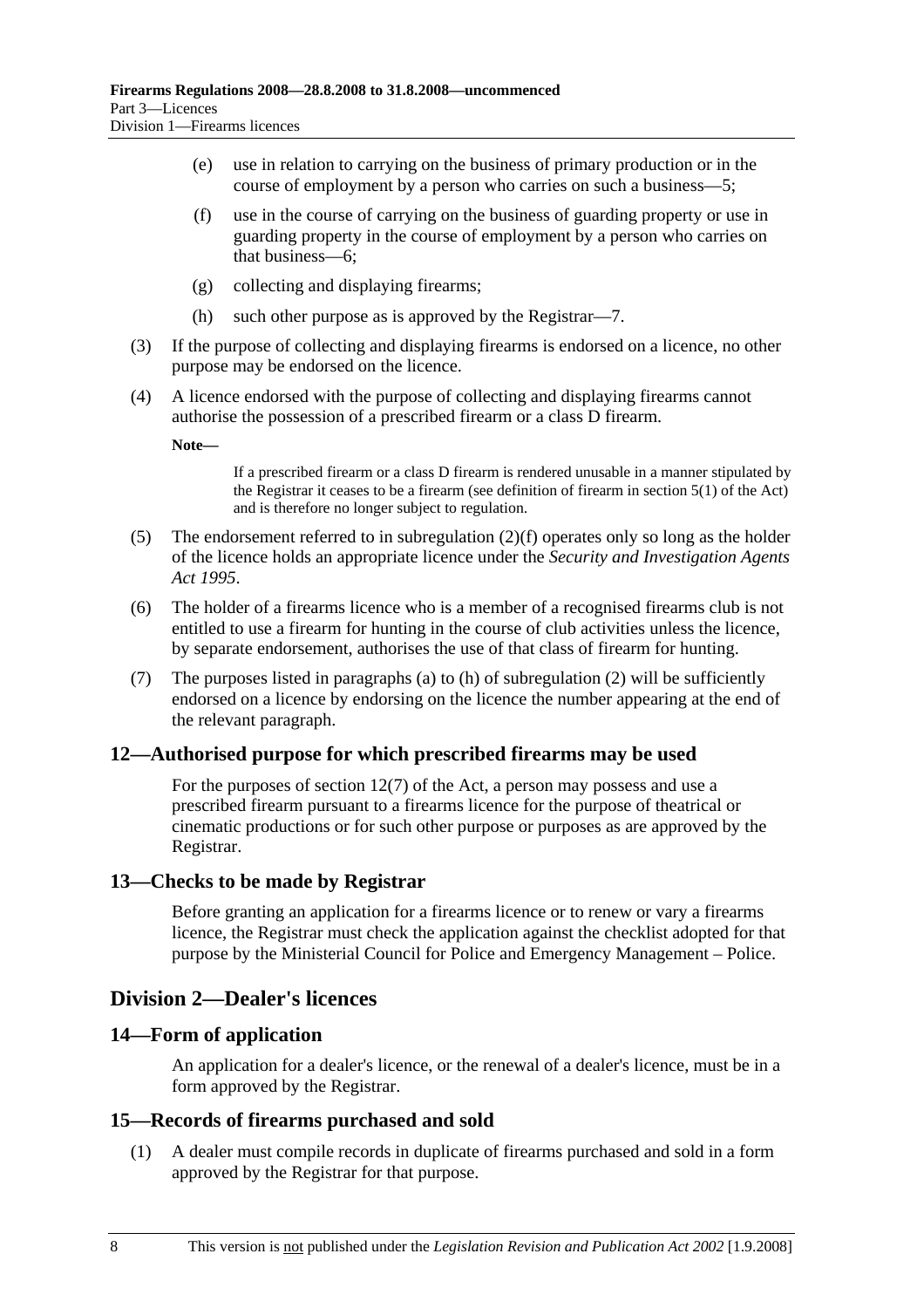(e) use in relation to carrying on the business of primary production or in the course of employment by a person who carries on such a business—5;

(f) use in the course of carrying on the business of guarding property or use in guarding property in the course of employment by a person who carries on that business—6;

(g) collecting and displaying firearms;

(h) such other purpose as is approved by the Registrar—7.

(3) If the purpose of collecting and displaying firearms is endorsed on a licence, no other purpose may be endorsed on the licence.

(4) A licence endorsed with the purpose of collecting and displaying firearms cannot authorise the possession of a prescribed firearm or a class D firearm.

**Note—**

If a prescribed firearm or a class D firearm is rendered unusable in a manner stipulated by the Registrar it ceases to be a firearm (see definition of firearm in section 5(1) of the Act) and is therefore no longer subject to regulation.

(5) The endorsement referred to in subregulation (2)(f) operates only so long as the holder of the licence holds an appropriate licence under the *Security and Investigation Agents Act 1995*.

(6) The holder of a firearms licence who is a member of a recognised firearms club is not entitled to use a firearm for hunting in the course of club activities unless the licence, by separate endorsement, authorises the use of that class of firearm for hunting.

(7) The purposes listed in paragraphs (a) to (h) of subregulation (2) will be sufficiently endorsed on a licence by endorsing on the licence the number appearing at the end of the relevant paragraph.

### 12—Authorised purpose for which prescribed firearms may be used

For the purposes of section 12(7) of the Act, a person may possess and use a prescribed firearm pursuant to a firearms licence for the purpose of theatrical or cinematic productions or for such other purpose or purposes as are approved by the Registrar.

### 13—Checks to be made by Registrar

Before granting an application for a firearms licence or to renew or vary a firearms licence, the Registrar must check the application against the checklist adopted for that purpose by the Ministerial Council for Police and Emergency Management – Police.

## Division 2—Dealer's licences

### 14—Form of application

An application for a dealer's licence, or the renewal of a dealer's licence, must be in a form approved by the Registrar.

### 15—Records of firearms purchased and sold

(1) A dealer must compile records in duplicate of firearms purchased and sold in a form approved by the Registrar for that purpose.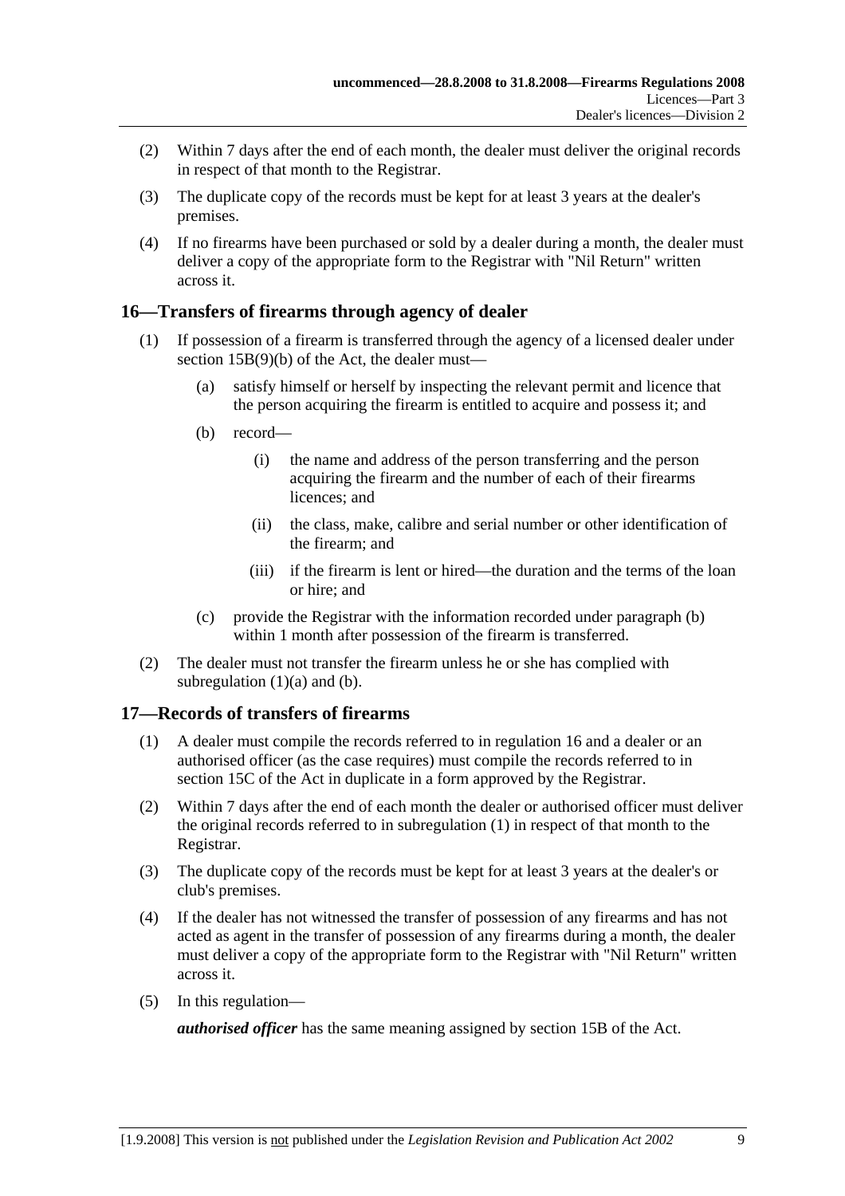(2) Within 7 days after the end of each month, the dealer must deliver the original records in respect of that month to the Registrar.

(3) The duplicate copy of the records must be kept for at least 3 years at the dealer's premises.

(4) If no firearms have been purchased or sold by a dealer during a month, the dealer must deliver a copy of the appropriate form to the Registrar with "Nil Return" written across it.

## 16—Transfers of firearms through agency of dealer

(1) If possession of a firearm is transferred through the agency of a licensed dealer under section 15B(9)(b) of the Act, the dealer must—

(a) satisfy himself or herself by inspecting the relevant permit and licence that the person acquiring the firearm is entitled to acquire and possess it; and

(b) record—

(i) the name and address of the person transferring and the person acquiring the firearm and the number of each of their firearms licences; and

(ii) the class, make, calibre and serial number or other identification of the firearm; and

(iii) if the firearm is lent or hired—the duration and the terms of the loan or hire; and

(c) provide the Registrar with the information recorded under paragraph (b) within 1 month after possession of the firearm is transferred.

(2) The dealer must not transfer the firearm unless he or she has complied with subregulation (1)(a) and (b).

## 17—Records of transfers of firearms

(1) A dealer must compile the records referred to in regulation 16 and a dealer or an authorised officer (as the case requires) must compile the records referred to in section 15C of the Act in duplicate in a form approved by the Registrar.

(2) Within 7 days after the end of each month the dealer or authorised officer must deliver the original records referred to in subregulation (1) in respect of that month to the Registrar.

(3) The duplicate copy of the records must be kept for at least 3 years at the dealer's or club's premises.

(4) If the dealer has not witnessed the transfer of possession of any firearms and has not acted as agent in the transfer of possession of any firearms during a month, the dealer must deliver a copy of the appropriate form to the Registrar with "Nil Return" written across it.

(5) In this regulation—

***authorised officer*** has the same meaning assigned by section 15B of the Act.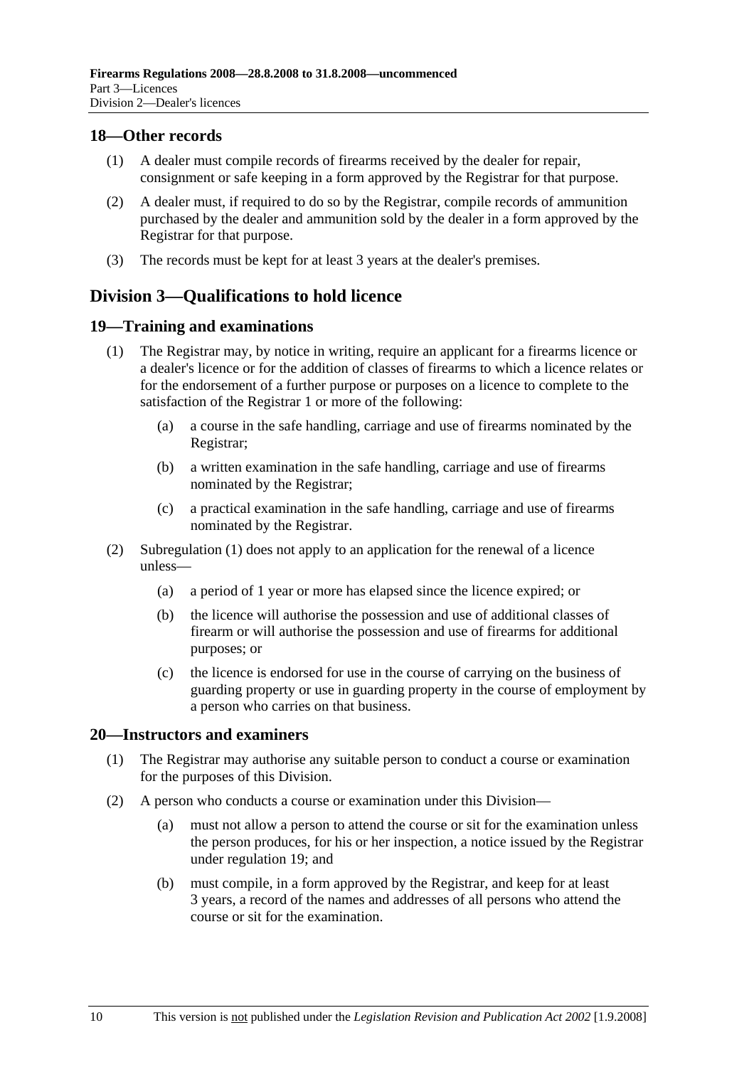## 18—Other records

(1) A dealer must compile records of firearms received by the dealer for repair, consignment or safe keeping in a form approved by the Registrar for that purpose.

(2) A dealer must, if required to do so by the Registrar, compile records of ammunition purchased by the dealer and ammunition sold by the dealer in a form approved by the Registrar for that purpose.

(3) The records must be kept for at least 3 years at the dealer's premises.

# Division 3—Qualifications to hold licence

## 19—Training and examinations

(1) The Registrar may, by notice in writing, require an applicant for a firearms licence or a dealer's licence or for the addition of classes of firearms to which a licence relates or for the endorsement of a further purpose or purposes on a licence to complete to the satisfaction of the Registrar 1 or more of the following:

- (a) a course in the safe handling, carriage and use of firearms nominated by the Registrar;
- (b) a written examination in the safe handling, carriage and use of firearms nominated by the Registrar;
- (c) a practical examination in the safe handling, carriage and use of firearms nominated by the Registrar.

(2) Subregulation (1) does not apply to an application for the renewal of a licence unless—

- (a) a period of 1 year or more has elapsed since the licence expired; or
- (b) the licence will authorise the possession and use of additional classes of firearm or will authorise the possession and use of firearms for additional purposes; or
- (c) the licence is endorsed for use in the course of carrying on the business of guarding property or use in guarding property in the course of employment by a person who carries on that business.

## 20—Instructors and examiners

(1) The Registrar may authorise any suitable person to conduct a course or examination for the purposes of this Division.

(2) A person who conducts a course or examination under this Division—

- (a) must not allow a person to attend the course or sit for the examination unless the person produces, for his or her inspection, a notice issued by the Registrar under regulation 19; and
- (b) must compile, in a form approved by the Registrar, and keep for at least 3 years, a record of the names and addresses of all persons who attend the course or sit for the examination.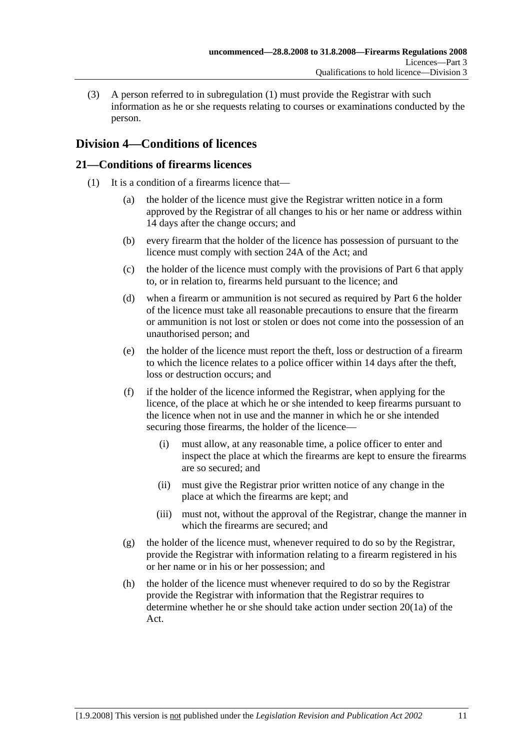(3) A person referred to in subregulation (1) must provide the Registrar with such information as he or she requests relating to courses or examinations conducted by the person.

## Division 4—Conditions of licences

### 21—Conditions of firearms licences

(1) It is a condition of a firearms licence that—

(a) the holder of the licence must give the Registrar written notice in a form approved by the Registrar of all changes to his or her name or address within 14 days after the change occurs; and

(b) every firearm that the holder of the licence has possession of pursuant to the licence must comply with section 24A of the Act; and

(c) the holder of the licence must comply with the provisions of Part 6 that apply to, or in relation to, firearms held pursuant to the licence; and

(d) when a firearm or ammunition is not secured as required by Part 6 the holder of the licence must take all reasonable precautions to ensure that the firearm or ammunition is not lost or stolen or does not come into the possession of an unauthorised person; and

(e) the holder of the licence must report the theft, loss or destruction of a firearm to which the licence relates to a police officer within 14 days after the theft, loss or destruction occurs; and

(f) if the holder of the licence informed the Registrar, when applying for the licence, of the place at which he or she intended to keep firearms pursuant to the licence when not in use and the manner in which he or she intended securing those firearms, the holder of the licence—

(i) must allow, at any reasonable time, a police officer to enter and inspect the place at which the firearms are kept to ensure the firearms are so secured; and

(ii) must give the Registrar prior written notice of any change in the place at which the firearms are kept; and

(iii) must not, without the approval of the Registrar, change the manner in which the firearms are secured; and

(g) the holder of the licence must, whenever required to do so by the Registrar, provide the Registrar with information relating to a firearm registered in his or her name or in his or her possession; and

(h) the holder of the licence must whenever required to do so by the Registrar provide the Registrar with information that the Registrar requires to determine whether he or she should take action under section 20(1a) of the Act.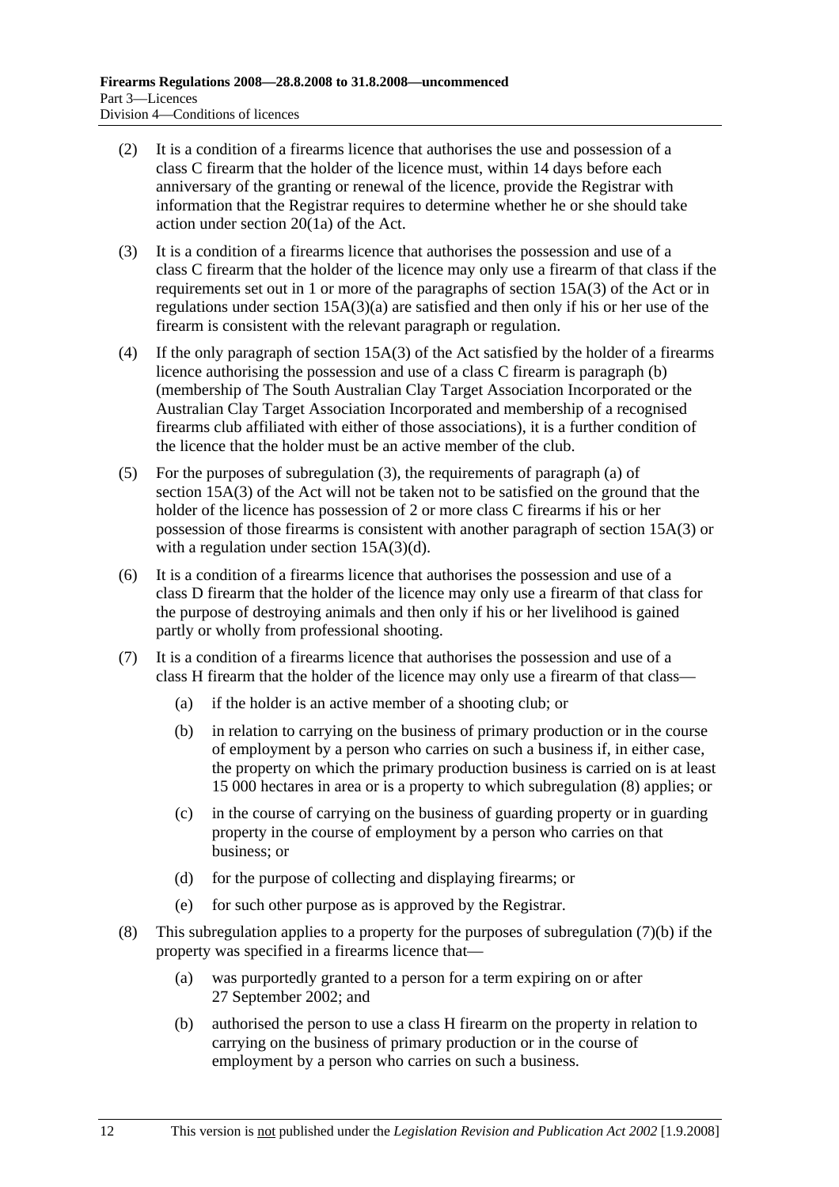(2) It is a condition of a firearms licence that authorises the use and possession of a class C firearm that the holder of the licence must, within 14 days before each anniversary of the granting or renewal of the licence, provide the Registrar with information that the Registrar requires to determine whether he or she should take action under section 20(1a) of the Act.

(3) It is a condition of a firearms licence that authorises the possession and use of a class C firearm that the holder of the licence may only use a firearm of that class if the requirements set out in 1 or more of the paragraphs of section 15A(3) of the Act or in regulations under section 15A(3)(a) are satisfied and then only if his or her use of the firearm is consistent with the relevant paragraph or regulation.

(4) If the only paragraph of section 15A(3) of the Act satisfied by the holder of a firearms licence authorising the possession and use of a class C firearm is paragraph (b) (membership of The South Australian Clay Target Association Incorporated or the Australian Clay Target Association Incorporated and membership of a recognised firearms club affiliated with either of those associations), it is a further condition of the licence that the holder must be an active member of the club.

(5) For the purposes of subregulation (3), the requirements of paragraph (a) of section 15A(3) of the Act will not be taken not to be satisfied on the ground that the holder of the licence has possession of 2 or more class C firearms if his or her possession of those firearms is consistent with another paragraph of section 15A(3) or with a regulation under section 15A(3)(d).

(6) It is a condition of a firearms licence that authorises the possession and use of a class D firearm that the holder of the licence may only use a firearm of that class for the purpose of destroying animals and then only if his or her livelihood is gained partly or wholly from professional shooting.

(7) It is a condition of a firearms licence that authorises the possession and use of a class H firearm that the holder of the licence may only use a firearm of that class—

   (a) if the holder is an active member of a shooting club; or

   (b) in relation to carrying on the business of primary production or in the course of employment by a person who carries on such a business if, in either case, the property on which the primary production business is carried on is at least 15 000 hectares in area or is a property to which subregulation (8) applies; or

   (c) in the course of carrying on the business of guarding property or in guarding property in the course of employment by a person who carries on that business; or

   (d) for the purpose of collecting and displaying firearms; or

   (e) for such other purpose as is approved by the Registrar.

(8) This subregulation applies to a property for the purposes of subregulation (7)(b) if the property was specified in a firearms licence that—

   (a) was purportedly granted to a person for a term expiring on or after 27 September 2002; and

   (b) authorised the person to use a class H firearm on the property in relation to carrying on the business of primary production or in the course of employment by a person who carries on such a business.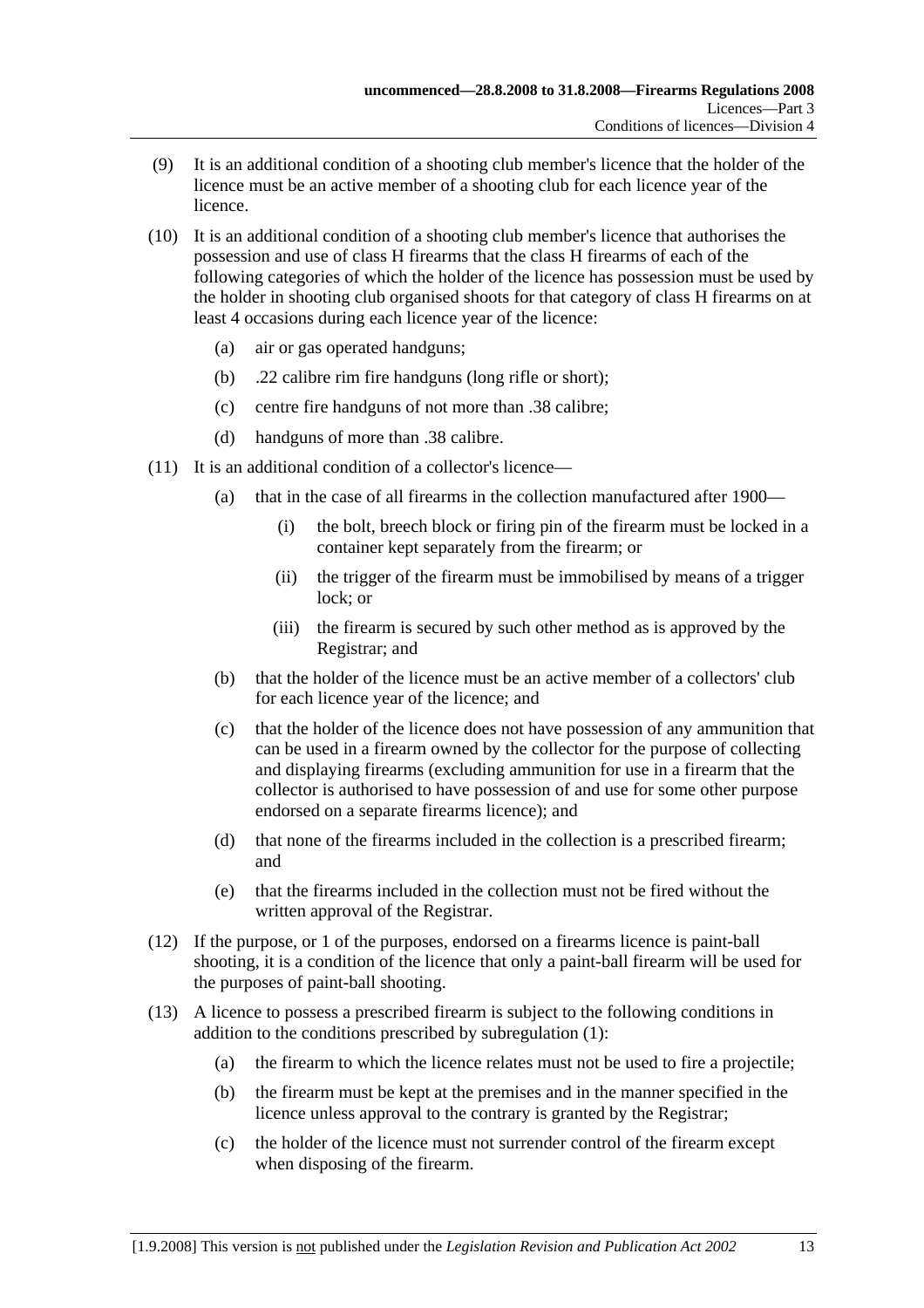(9) It is an additional condition of a shooting club member's licence that the holder of the licence must be an active member of a shooting club for each licence year of the licence.

(10) It is an additional condition of a shooting club member's licence that authorises the possession and use of class H firearms that the class H firearms of each of the following categories of which the holder of the licence has possession must be used by the holder in shooting club organised shoots for that category of class H firearms on at least 4 occasions during each licence year of the licence:

- (a) air or gas operated handguns;
- (b) .22 calibre rim fire handguns (long rifle or short);
- (c) centre fire handguns of not more than .38 calibre;
- (d) handguns of more than .38 calibre.

(11) It is an additional condition of a collector's licence—

- (a) that in the case of all firearms in the collection manufactured after 1900—
  - (i) the bolt, breech block or firing pin of the firearm must be locked in a container kept separately from the firearm; or
  - (ii) the trigger of the firearm must be immobilised by means of a trigger lock; or
  - (iii) the firearm is secured by such other method as is approved by the Registrar; and
- (b) that the holder of the licence must be an active member of a collectors' club for each licence year of the licence; and
- (c) that the holder of the licence does not have possession of any ammunition that can be used in a firearm owned by the collector for the purpose of collecting and displaying firearms (excluding ammunition for use in a firearm that the collector is authorised to have possession of and use for some other purpose endorsed on a separate firearms licence); and
- (d) that none of the firearms included in the collection is a prescribed firearm; and
- (e) that the firearms included in the collection must not be fired without the written approval of the Registrar.

(12) If the purpose, or 1 of the purposes, endorsed on a firearms licence is paint-ball shooting, it is a condition of the licence that only a paint-ball firearm will be used for the purposes of paint-ball shooting.

(13) A licence to possess a prescribed firearm is subject to the following conditions in addition to the conditions prescribed by subregulation (1):

- (a) the firearm to which the licence relates must not be used to fire a projectile;
- (b) the firearm must be kept at the premises and in the manner specified in the licence unless approval to the contrary is granted by the Registrar;
- (c) the holder of the licence must not surrender control of the firearm except when disposing of the firearm.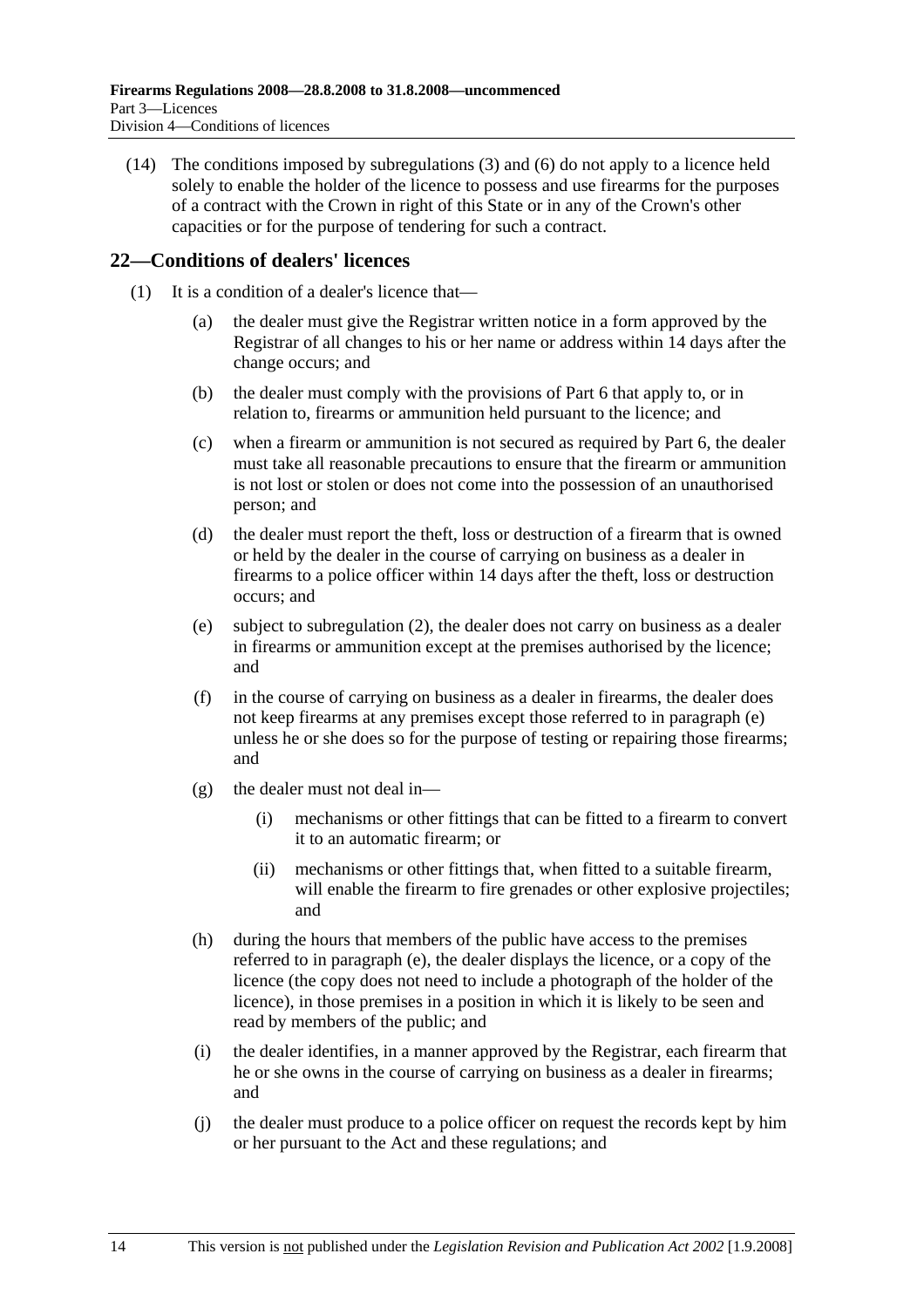(14) The conditions imposed by subregulations (3) and (6) do not apply to a licence held solely to enable the holder of the licence to possess and use firearms for the purposes of a contract with the Crown in right of this State or in any of the Crown's other capacities or for the purpose of tendering for such a contract.

## 22—Conditions of dealers' licences

(1) It is a condition of a dealer's licence that—

(a) the dealer must give the Registrar written notice in a form approved by the Registrar of all changes to his or her name or address within 14 days after the change occurs; and

(b) the dealer must comply with the provisions of Part 6 that apply to, or in relation to, firearms or ammunition held pursuant to the licence; and

(c) when a firearm or ammunition is not secured as required by Part 6, the dealer must take all reasonable precautions to ensure that the firearm or ammunition is not lost or stolen or does not come into the possession of an unauthorised person; and

(d) the dealer must report the theft, loss or destruction of a firearm that is owned or held by the dealer in the course of carrying on business as a dealer in firearms to a police officer within 14 days after the theft, loss or destruction occurs; and

(e) subject to subregulation (2), the dealer does not carry on business as a dealer in firearms or ammunition except at the premises authorised by the licence; and

(f) in the course of carrying on business as a dealer in firearms, the dealer does not keep firearms at any premises except those referred to in paragraph (e) unless he or she does so for the purpose of testing or repairing those firearms; and

(g) the dealer must not deal in—

(i) mechanisms or other fittings that can be fitted to a firearm to convert it to an automatic firearm; or

(ii) mechanisms or other fittings that, when fitted to a suitable firearm, will enable the firearm to fire grenades or other explosive projectiles; and

(h) during the hours that members of the public have access to the premises referred to in paragraph (e), the dealer displays the licence, or a copy of the licence (the copy does not need to include a photograph of the holder of the licence), in those premises in a position in which it is likely to be seen and read by members of the public; and

(i) the dealer identifies, in a manner approved by the Registrar, each firearm that he or she owns in the course of carrying on business as a dealer in firearms; and

(j) the dealer must produce to a police officer on request the records kept by him or her pursuant to the Act and these regulations; and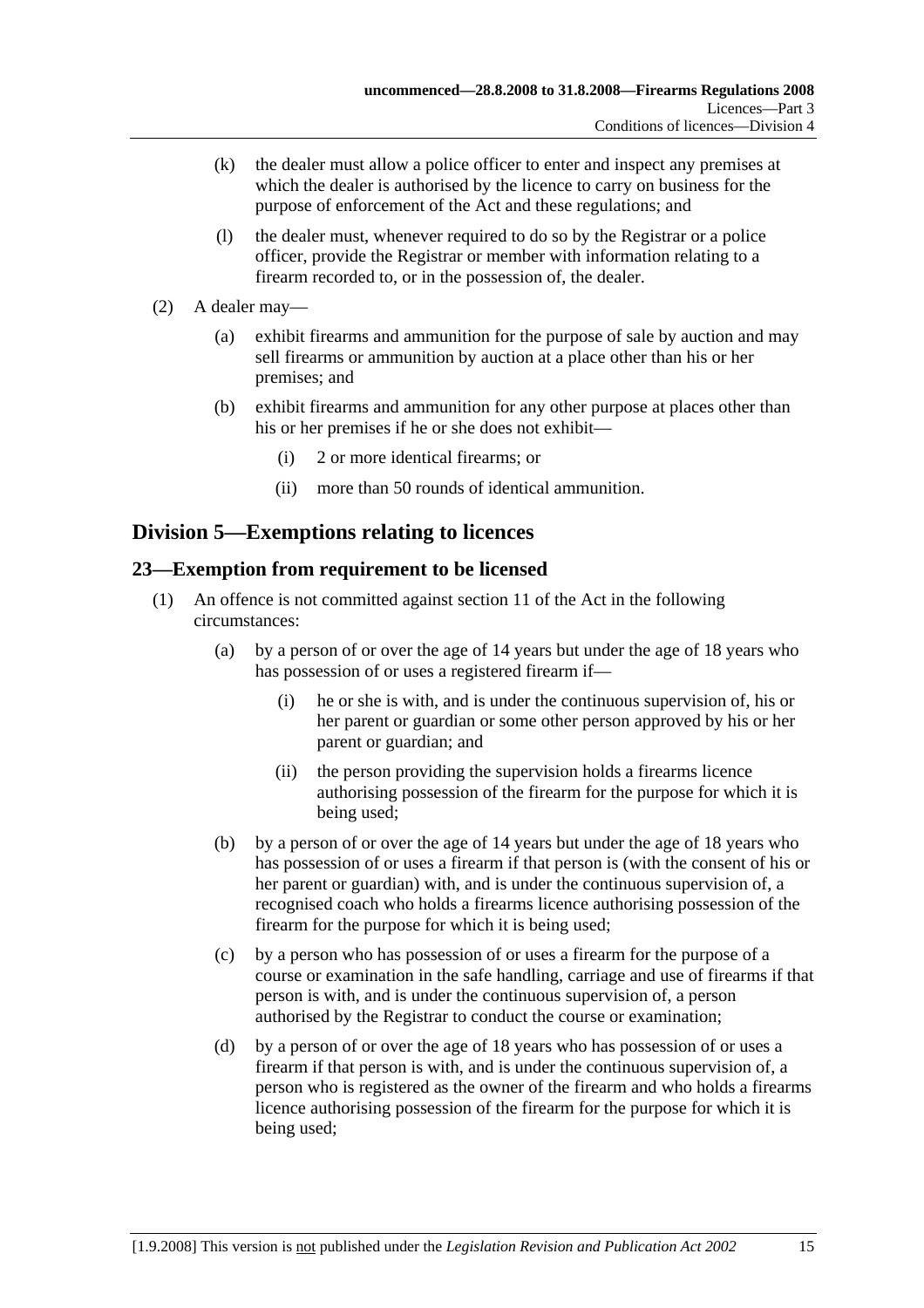(k) the dealer must allow a police officer to enter and inspect any premises at which the dealer is authorised by the licence to carry on business for the purpose of enforcement of the Act and these regulations; and

(l) the dealer must, whenever required to do so by the Registrar or a police officer, provide the Registrar or member with information relating to a firearm recorded to, or in the possession of, the dealer.

(2) A dealer may—

(a) exhibit firearms and ammunition for the purpose of sale by auction and may sell firearms or ammunition by auction at a place other than his or her premises; and

(b) exhibit firearms and ammunition for any other purpose at places other than his or her premises if he or she does not exhibit—

(i) 2 or more identical firearms; or

(ii) more than 50 rounds of identical ammunition.

## Division 5—Exemptions relating to licences

### 23—Exemption from requirement to be licensed

(1) An offence is not committed against section 11 of the Act in the following circumstances:

(a) by a person of or over the age of 14 years but under the age of 18 years who has possession of or uses a registered firearm if—

(i) he or she is with, and is under the continuous supervision of, his or her parent or guardian or some other person approved by his or her parent or guardian; and

(ii) the person providing the supervision holds a firearms licence authorising possession of the firearm for the purpose for which it is being used;

(b) by a person of or over the age of 14 years but under the age of 18 years who has possession of or uses a firearm if that person is (with the consent of his or her parent or guardian) with, and is under the continuous supervision of, a recognised coach who holds a firearms licence authorising possession of the firearm for the purpose for which it is being used;

(c) by a person who has possession of or uses a firearm for the purpose of a course or examination in the safe handling, carriage and use of firearms if that person is with, and is under the continuous supervision of, a person authorised by the Registrar to conduct the course or examination;

(d) by a person of or over the age of 18 years who has possession of or uses a firearm if that person is with, and is under the continuous supervision of, a person who is registered as the owner of the firearm and who holds a firearms licence authorising possession of the firearm for the purpose for which it is being used;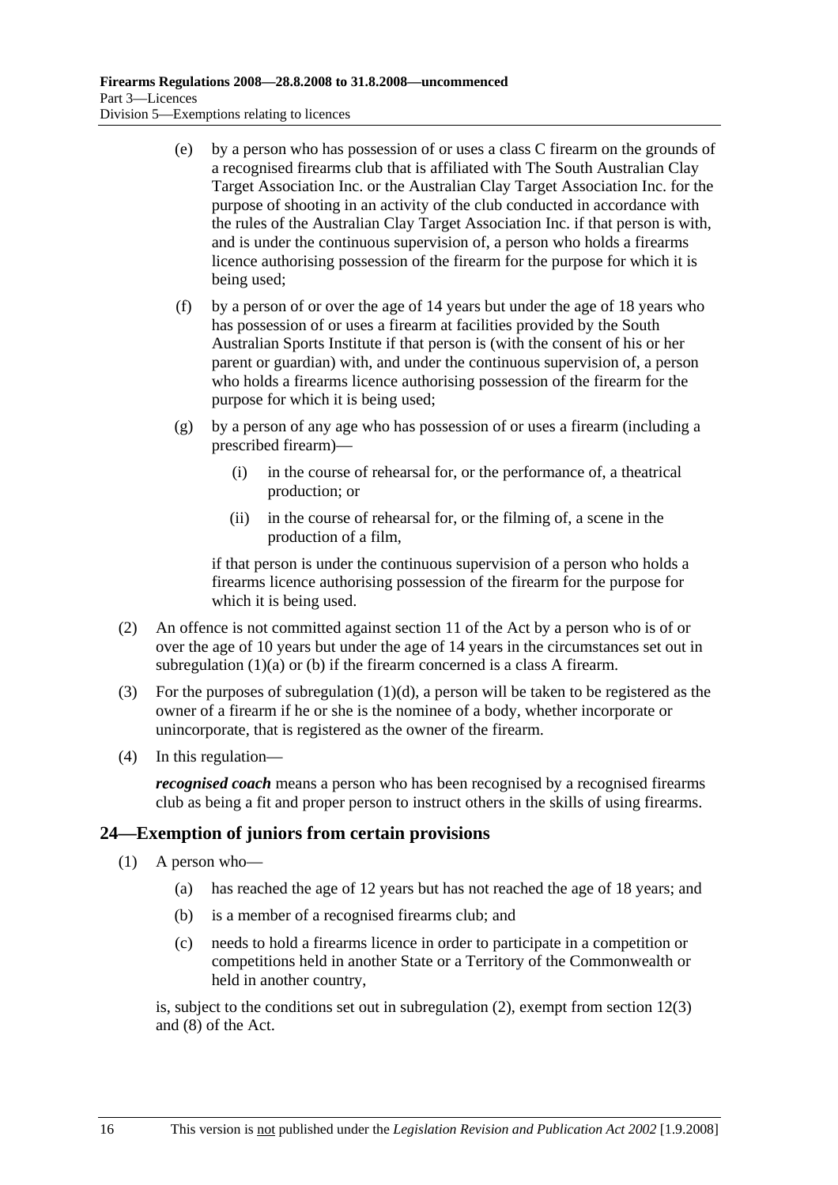(e) by a person who has possession of or uses a class C firearm on the grounds of a recognised firearms club that is affiliated with The South Australian Clay Target Association Inc. or the Australian Clay Target Association Inc. for the purpose of shooting in an activity of the club conducted in accordance with the rules of the Australian Clay Target Association Inc. if that person is with, and is under the continuous supervision of, a person who holds a firearms licence authorising possession of the firearm for the purpose for which it is being used;

(f) by a person of or over the age of 14 years but under the age of 18 years who has possession of or uses a firearm at facilities provided by the South Australian Sports Institute if that person is (with the consent of his or her parent or guardian) with, and under the continuous supervision of, a person who holds a firearms licence authorising possession of the firearm for the purpose for which it is being used;

(g) by a person of any age who has possession of or uses a firearm (including a prescribed firearm)—

(i) in the course of rehearsal for, or the performance of, a theatrical production; or

(ii) in the course of rehearsal for, or the filming of, a scene in the production of a film,

if that person is under the continuous supervision of a person who holds a firearms licence authorising possession of the firearm for the purpose for which it is being used.

(2) An offence is not committed against section 11 of the Act by a person who is of or over the age of 10 years but under the age of 14 years in the circumstances set out in subregulation (1)(a) or (b) if the firearm concerned is a class A firearm.

(3) For the purposes of subregulation (1)(d), a person will be taken to be registered as the owner of a firearm if he or she is the nominee of a body, whether incorporate or unincorporate, that is registered as the owner of the firearm.

(4) In this regulation—

***recognised coach*** means a person who has been recognised by a recognised firearms club as being a fit and proper person to instruct others in the skills of using firearms.

## 24—Exemption of juniors from certain provisions

(1) A person who—

(a) has reached the age of 12 years but has not reached the age of 18 years; and

(b) is a member of a recognised firearms club; and

(c) needs to hold a firearms licence in order to participate in a competition or competitions held in another State or a Territory of the Commonwealth or held in another country,

is, subject to the conditions set out in subregulation (2), exempt from section 12(3) and (8) of the Act.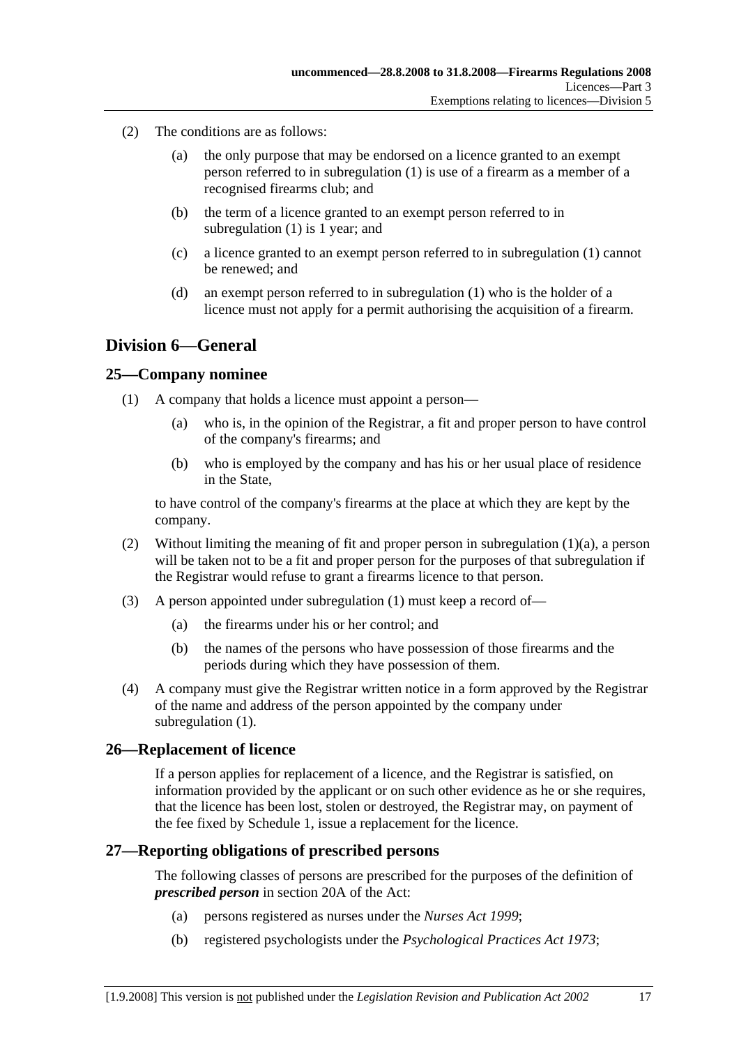(2) The conditions are as follows:

(a) the only purpose that may be endorsed on a licence granted to an exempt person referred to in subregulation (1) is use of a firearm as a member of a recognised firearms club; and

(b) the term of a licence granted to an exempt person referred to in subregulation (1) is 1 year; and

(c) a licence granted to an exempt person referred to in subregulation (1) cannot be renewed; and

(d) an exempt person referred to in subregulation (1) who is the holder of a licence must not apply for a permit authorising the acquisition of a firearm.

## Division 6—General

### 25—Company nominee

(1) A company that holds a licence must appoint a person—

(a) who is, in the opinion of the Registrar, a fit and proper person to have control of the company's firearms; and

(b) who is employed by the company and has his or her usual place of residence in the State,

to have control of the company's firearms at the place at which they are kept by the company.

(2) Without limiting the meaning of fit and proper person in subregulation (1)(a), a person will be taken not to be a fit and proper person for the purposes of that subregulation if the Registrar would refuse to grant a firearms licence to that person.

(3) A person appointed under subregulation (1) must keep a record of—

(a) the firearms under his or her control; and

(b) the names of the persons who have possession of those firearms and the periods during which they have possession of them.

(4) A company must give the Registrar written notice in a form approved by the Registrar of the name and address of the person appointed by the company under subregulation (1).

### 26—Replacement of licence

If a person applies for replacement of a licence, and the Registrar is satisfied, on information provided by the applicant or on such other evidence as he or she requires, that the licence has been lost, stolen or destroyed, the Registrar may, on payment of the fee fixed by Schedule 1, issue a replacement for the licence.

### 27—Reporting obligations of prescribed persons

The following classes of persons are prescribed for the purposes of the definition of ***prescribed person*** in section 20A of the Act:

(a) persons registered as nurses under the *Nurses Act 1999*;

(b) registered psychologists under the *Psychological Practices Act 1973*;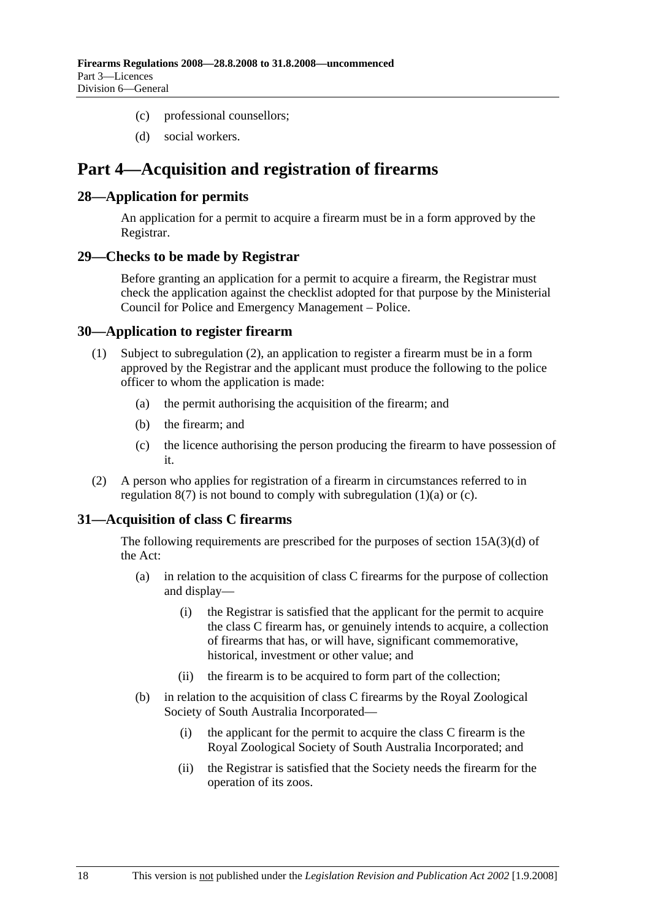(c) professional counsellors;

(d) social workers.

# Part 4—Acquisition and registration of firearms

## 28—Application for permits

An application for a permit to acquire a firearm must be in a form approved by the Registrar.

## 29—Checks to be made by Registrar

Before granting an application for a permit to acquire a firearm, the Registrar must check the application against the checklist adopted for that purpose by the Ministerial Council for Police and Emergency Management – Police.

## 30—Application to register firearm

(1) Subject to subregulation (2), an application to register a firearm must be in a form approved by the Registrar and the applicant must produce the following to the police officer to whom the application is made:

(a) the permit authorising the acquisition of the firearm; and

(b) the firearm; and

(c) the licence authorising the person producing the firearm to have possession of it.

(2) A person who applies for registration of a firearm in circumstances referred to in regulation 8(7) is not bound to comply with subregulation (1)(a) or (c).

## 31—Acquisition of class C firearms

The following requirements are prescribed for the purposes of section 15A(3)(d) of the Act:

(a) in relation to the acquisition of class C firearms for the purpose of collection and display—

(i) the Registrar is satisfied that the applicant for the permit to acquire the class C firearm has, or genuinely intends to acquire, a collection of firearms that has, or will have, significant commemorative, historical, investment or other value; and

(ii) the firearm is to be acquired to form part of the collection;

(b) in relation to the acquisition of class C firearms by the Royal Zoological Society of South Australia Incorporated—

(i) the applicant for the permit to acquire the class C firearm is the Royal Zoological Society of South Australia Incorporated; and

(ii) the Registrar is satisfied that the Society needs the firearm for the operation of its zoos.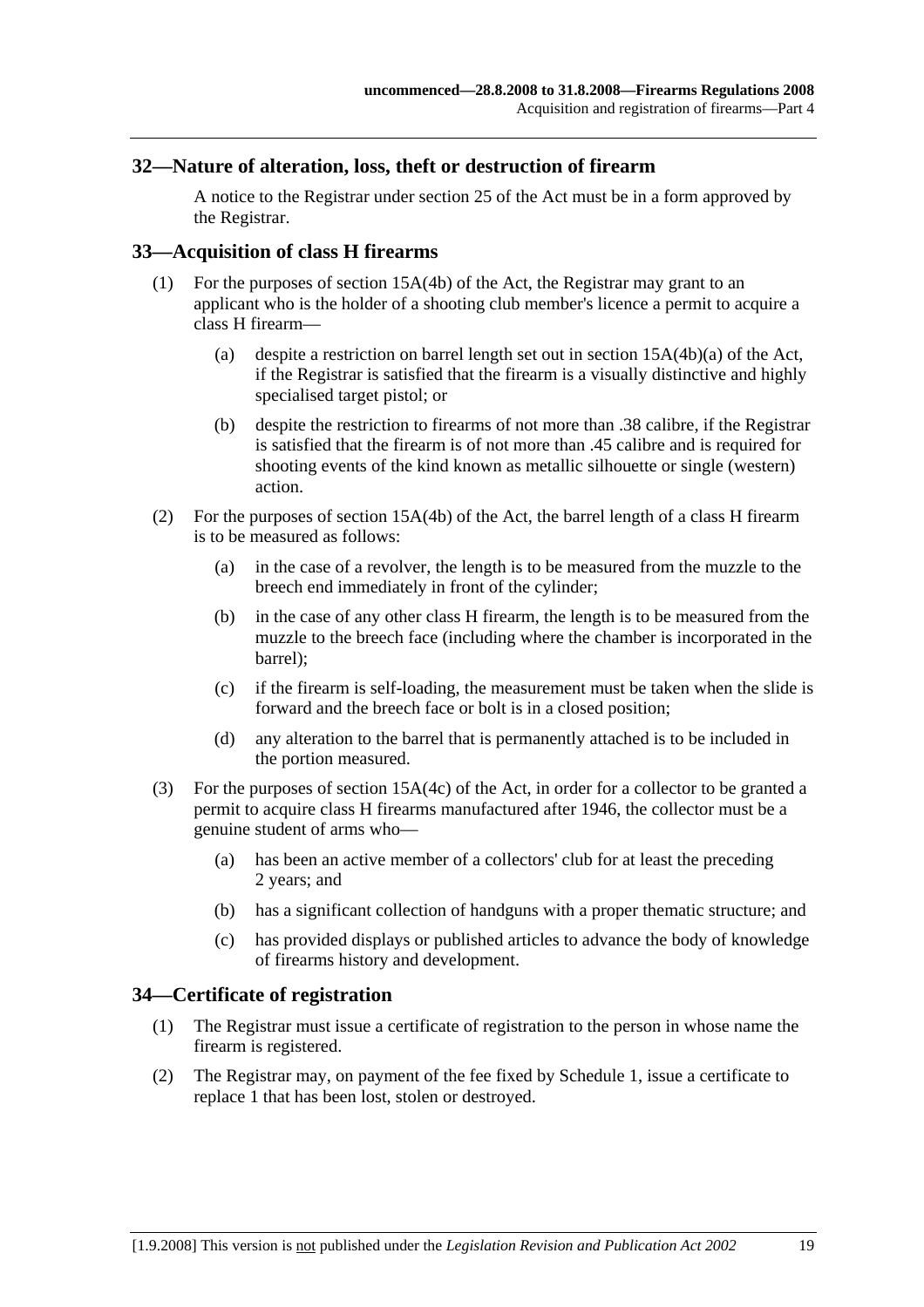## 32—Nature of alteration, loss, theft or destruction of firearm

A notice to the Registrar under section 25 of the Act must be in a form approved by the Registrar.

## 33—Acquisition of class H firearms

(1) For the purposes of section 15A(4b) of the Act, the Registrar may grant to an applicant who is the holder of a shooting club member's licence a permit to acquire a class H firearm—

(a) despite a restriction on barrel length set out in section 15A(4b)(a) of the Act, if the Registrar is satisfied that the firearm is a visually distinctive and highly specialised target pistol; or

(b) despite the restriction to firearms of not more than .38 calibre, if the Registrar is satisfied that the firearm is of not more than .45 calibre and is required for shooting events of the kind known as metallic silhouette or single (western) action.

(2) For the purposes of section 15A(4b) of the Act, the barrel length of a class H firearm is to be measured as follows:

(a) in the case of a revolver, the length is to be measured from the muzzle to the breech end immediately in front of the cylinder;

(b) in the case of any other class H firearm, the length is to be measured from the muzzle to the breech face (including where the chamber is incorporated in the barrel);

(c) if the firearm is self-loading, the measurement must be taken when the slide is forward and the breech face or bolt is in a closed position;

(d) any alteration to the barrel that is permanently attached is to be included in the portion measured.

(3) For the purposes of section 15A(4c) of the Act, in order for a collector to be granted a permit to acquire class H firearms manufactured after 1946, the collector must be a genuine student of arms who—

(a) has been an active member of a collectors' club for at least the preceding 2 years; and

(b) has a significant collection of handguns with a proper thematic structure; and

(c) has provided displays or published articles to advance the body of knowledge of firearms history and development.

## 34—Certificate of registration

(1) The Registrar must issue a certificate of registration to the person in whose name the firearm is registered.

(2) The Registrar may, on payment of the fee fixed by Schedule 1, issue a certificate to replace 1 that has been lost, stolen or destroyed.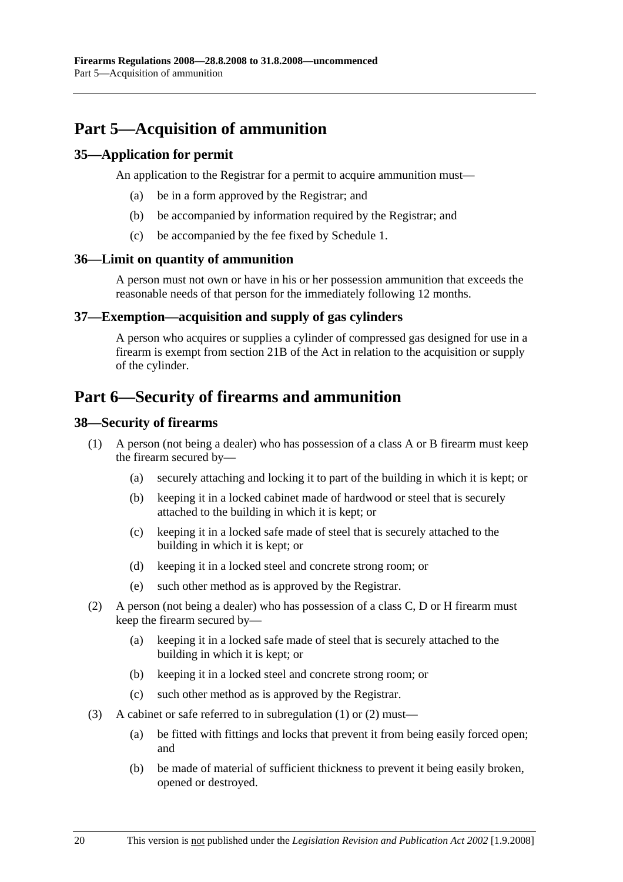# Part 5—Acquisition of ammunition

## 35—Application for permit

An application to the Registrar for a permit to acquire ammunition must—

(a) be in a form approved by the Registrar; and

(b) be accompanied by information required by the Registrar; and

(c) be accompanied by the fee fixed by Schedule 1.

## 36—Limit on quantity of ammunition

A person must not own or have in his or her possession ammunition that exceeds the reasonable needs of that person for the immediately following 12 months.

## 37—Exemption—acquisition and supply of gas cylinders

A person who acquires or supplies a cylinder of compressed gas designed for use in a firearm is exempt from section 21B of the Act in relation to the acquisition or supply of the cylinder.

# Part 6—Security of firearms and ammunition

## 38—Security of firearms

(1) A person (not being a dealer) who has possession of a class A or B firearm must keep the firearm secured by—

(a) securely attaching and locking it to part of the building in which it is kept; or

(b) keeping it in a locked cabinet made of hardwood or steel that is securely attached to the building in which it is kept; or

(c) keeping it in a locked safe made of steel that is securely attached to the building in which it is kept; or

(d) keeping it in a locked steel and concrete strong room; or

(e) such other method as is approved by the Registrar.

(2) A person (not being a dealer) who has possession of a class C, D or H firearm must keep the firearm secured by—

(a) keeping it in a locked safe made of steel that is securely attached to the building in which it is kept; or

(b) keeping it in a locked steel and concrete strong room; or

(c) such other method as is approved by the Registrar.

(3) A cabinet or safe referred to in subregulation (1) or (2) must—

(a) be fitted with fittings and locks that prevent it from being easily forced open; and

(b) be made of material of sufficient thickness to prevent it being easily broken, opened or destroyed.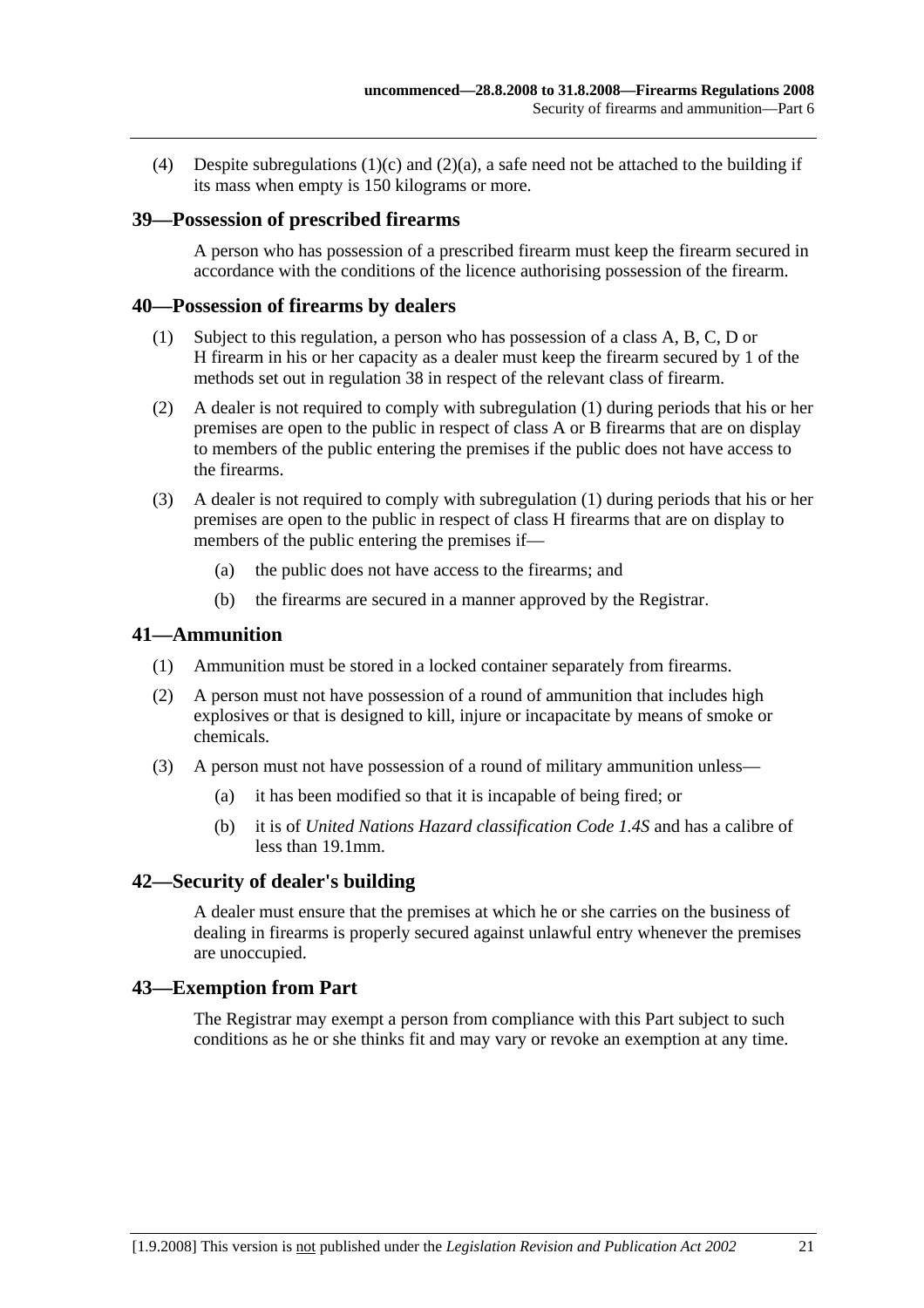(4) Despite subregulations (1)(c) and (2)(a), a safe need not be attached to the building if its mass when empty is 150 kilograms or more.

## 39—Possession of prescribed firearms

A person who has possession of a prescribed firearm must keep the firearm secured in accordance with the conditions of the licence authorising possession of the firearm.

## 40—Possession of firearms by dealers

(1) Subject to this regulation, a person who has possession of a class A, B, C, D or H firearm in his or her capacity as a dealer must keep the firearm secured by 1 of the methods set out in regulation 38 in respect of the relevant class of firearm.

(2) A dealer is not required to comply with subregulation (1) during periods that his or her premises are open to the public in respect of class A or B firearms that are on display to members of the public entering the premises if the public does not have access to the firearms.

(3) A dealer is not required to comply with subregulation (1) during periods that his or her premises are open to the public in respect of class H firearms that are on display to members of the public entering the premises if—

(a) the public does not have access to the firearms; and

(b) the firearms are secured in a manner approved by the Registrar.

## 41—Ammunition

(1) Ammunition must be stored in a locked container separately from firearms.

(2) A person must not have possession of a round of ammunition that includes high explosives or that is designed to kill, injure or incapacitate by means of smoke or chemicals.

(3) A person must not have possession of a round of military ammunition unless—

(a) it has been modified so that it is incapable of being fired; or

(b) it is of *United Nations Hazard classification Code 1.4S* and has a calibre of less than 19.1mm.

## 42—Security of dealer's building

A dealer must ensure that the premises at which he or she carries on the business of dealing in firearms is properly secured against unlawful entry whenever the premises are unoccupied.

## 43—Exemption from Part

The Registrar may exempt a person from compliance with this Part subject to such conditions as he or she thinks fit and may vary or revoke an exemption at any time.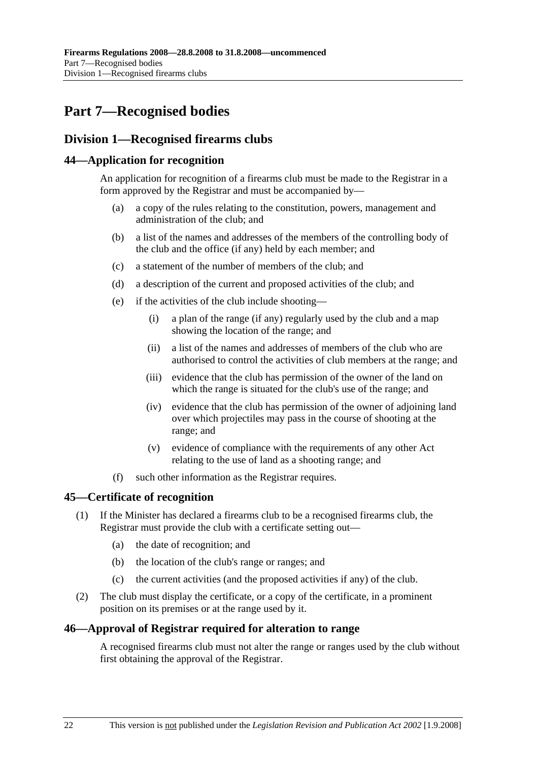# Part 7—Recognised bodies

## Division 1—Recognised firearms clubs

### 44—Application for recognition

An application for recognition of a firearms club must be made to the Registrar in a form approved by the Registrar and must be accompanied by—

(a) a copy of the rules relating to the constitution, powers, management and administration of the club; and

(b) a list of the names and addresses of the members of the controlling body of the club and the office (if any) held by each member; and

(c) a statement of the number of members of the club; and

(d) a description of the current and proposed activities of the club; and

(e) if the activities of the club include shooting—

(i) a plan of the range (if any) regularly used by the club and a map showing the location of the range; and

(ii) a list of the names and addresses of members of the club who are authorised to control the activities of club members at the range; and

(iii) evidence that the club has permission of the owner of the land on which the range is situated for the club's use of the range; and

(iv) evidence that the club has permission of the owner of adjoining land over which projectiles may pass in the course of shooting at the range; and

(v) evidence of compliance with the requirements of any other Act relating to the use of land as a shooting range; and

(f) such other information as the Registrar requires.

### 45—Certificate of recognition

(1) If the Minister has declared a firearms club to be a recognised firearms club, the Registrar must provide the club with a certificate setting out—

(a) the date of recognition; and

(b) the location of the club's range or ranges; and

(c) the current activities (and the proposed activities if any) of the club.

(2) The club must display the certificate, or a copy of the certificate, in a prominent position on its premises or at the range used by it.

### 46—Approval of Registrar required for alteration to range

A recognised firearms club must not alter the range or ranges used by the club without first obtaining the approval of the Registrar.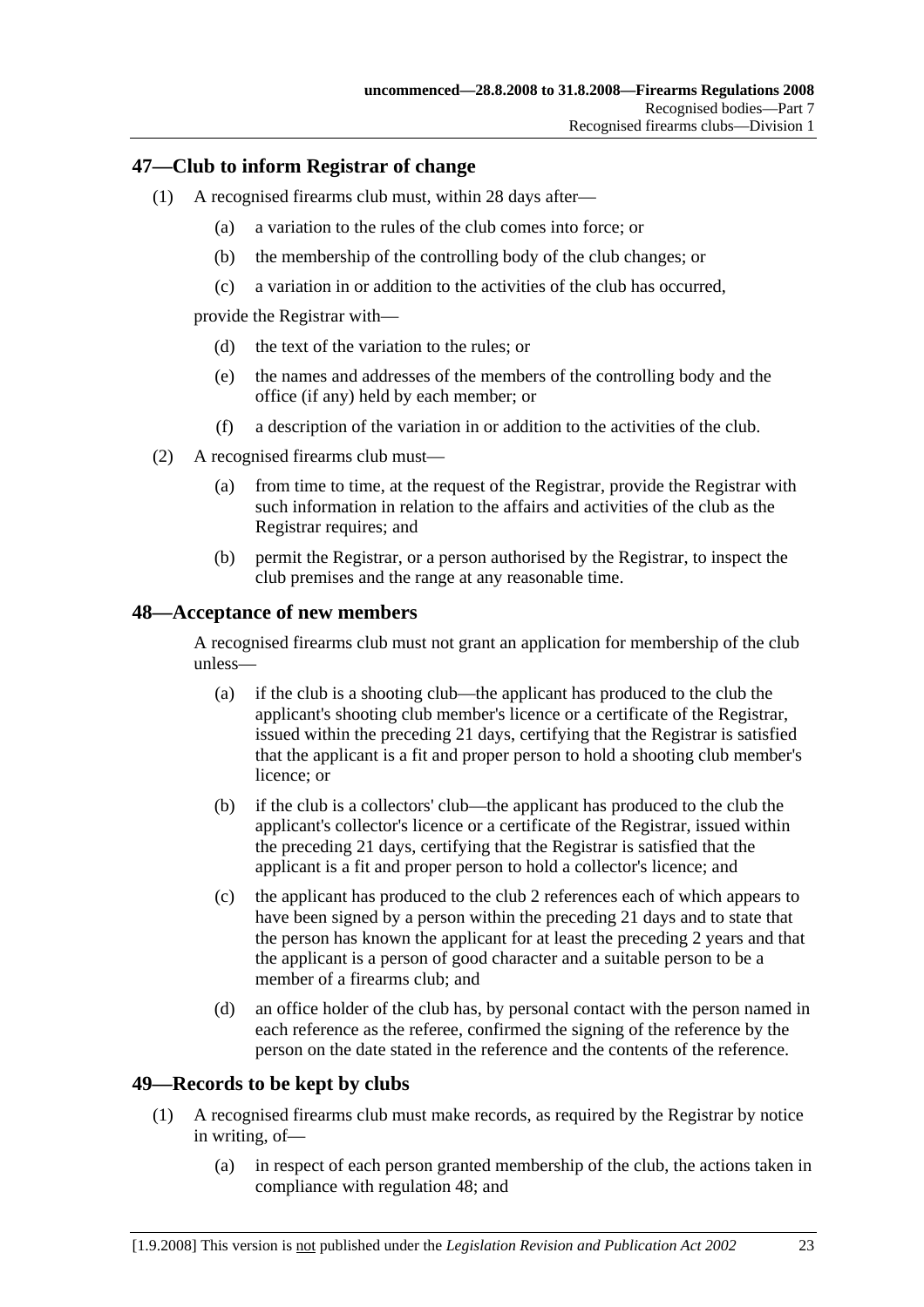## 47—Club to inform Registrar of change

(1) A recognised firearms club must, within 28 days after—

(a) a variation to the rules of the club comes into force; or

(b) the membership of the controlling body of the club changes; or

(c) a variation in or addition to the activities of the club has occurred,

provide the Registrar with—

(d) the text of the variation to the rules; or

(e) the names and addresses of the members of the controlling body and the office (if any) held by each member; or

(f) a description of the variation in or addition to the activities of the club.

(2) A recognised firearms club must—

(a) from time to time, at the request of the Registrar, provide the Registrar with such information in relation to the affairs and activities of the club as the Registrar requires; and

(b) permit the Registrar, or a person authorised by the Registrar, to inspect the club premises and the range at any reasonable time.

## 48—Acceptance of new members

A recognised firearms club must not grant an application for membership of the club unless—

(a) if the club is a shooting club—the applicant has produced to the club the applicant's shooting club member's licence or a certificate of the Registrar, issued within the preceding 21 days, certifying that the Registrar is satisfied that the applicant is a fit and proper person to hold a shooting club member's licence; or

(b) if the club is a collectors' club—the applicant has produced to the club the applicant's collector's licence or a certificate of the Registrar, issued within the preceding 21 days, certifying that the Registrar is satisfied that the applicant is a fit and proper person to hold a collector's licence; and

(c) the applicant has produced to the club 2 references each of which appears to have been signed by a person within the preceding 21 days and to state that the person has known the applicant for at least the preceding 2 years and that the applicant is a person of good character and a suitable person to be a member of a firearms club; and

(d) an office holder of the club has, by personal contact with the person named in each reference as the referee, confirmed the signing of the reference by the person on the date stated in the reference and the contents of the reference.

## 49—Records to be kept by clubs

(1) A recognised firearms club must make records, as required by the Registrar by notice in writing, of—

(a) in respect of each person granted membership of the club, the actions taken in compliance with regulation 48; and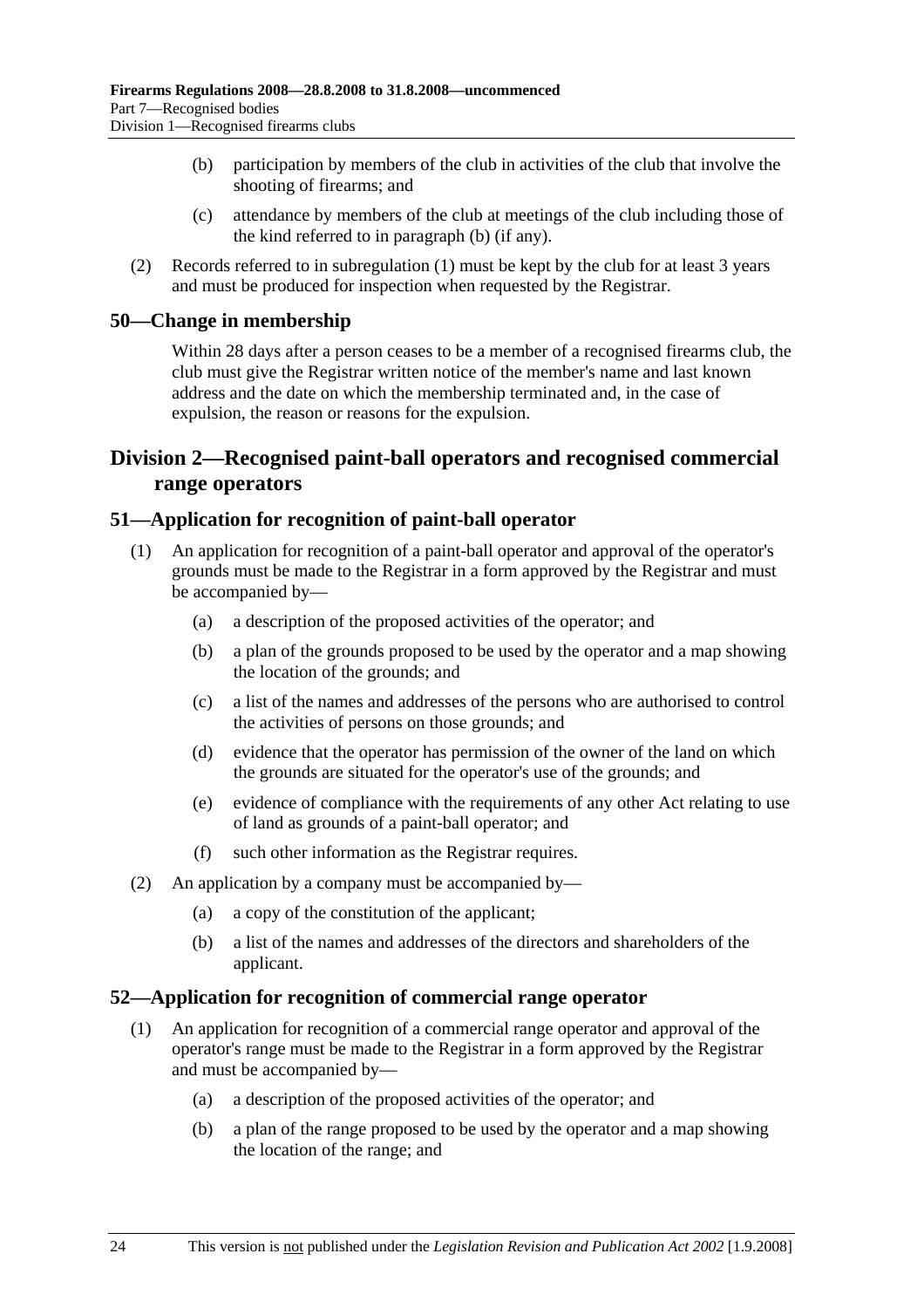(b) participation by members of the club in activities of the club that involve the shooting of firearms; and

(c) attendance by members of the club at meetings of the club including those of the kind referred to in paragraph (b) (if any).

(2) Records referred to in subregulation (1) must be kept by the club for at least 3 years and must be produced for inspection when requested by the Registrar.

## 50—Change in membership

Within 28 days after a person ceases to be a member of a recognised firearms club, the club must give the Registrar written notice of the member's name and last known address and the date on which the membership terminated and, in the case of expulsion, the reason or reasons for the expulsion.

# Division 2—Recognised paint-ball operators and recognised commercial range operators

## 51—Application for recognition of paint-ball operator

(1) An application for recognition of a paint-ball operator and approval of the operator's grounds must be made to the Registrar in a form approved by the Registrar and must be accompanied by—

(a) a description of the proposed activities of the operator; and

(b) a plan of the grounds proposed to be used by the operator and a map showing the location of the grounds; and

(c) a list of the names and addresses of the persons who are authorised to control the activities of persons on those grounds; and

(d) evidence that the operator has permission of the owner of the land on which the grounds are situated for the operator's use of the grounds; and

(e) evidence of compliance with the requirements of any other Act relating to use of land as grounds of a paint-ball operator; and

(f) such other information as the Registrar requires.

(2) An application by a company must be accompanied by—

(a) a copy of the constitution of the applicant;

(b) a list of the names and addresses of the directors and shareholders of the applicant.

## 52—Application for recognition of commercial range operator

(1) An application for recognition of a commercial range operator and approval of the operator's range must be made to the Registrar in a form approved by the Registrar and must be accompanied by—

(a) a description of the proposed activities of the operator; and

(b) a plan of the range proposed to be used by the operator and a map showing the location of the range; and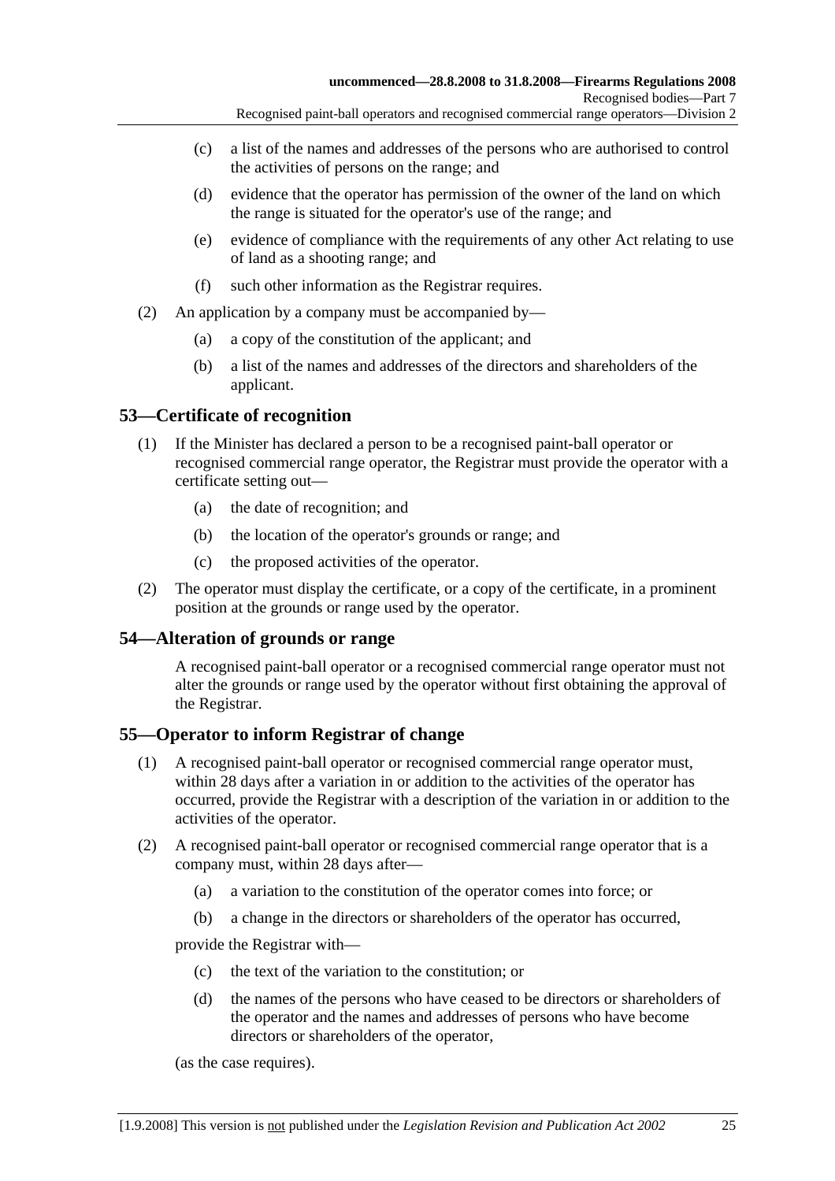(c) a list of the names and addresses of the persons who are authorised to control the activities of persons on the range; and

(d) evidence that the operator has permission of the owner of the land on which the range is situated for the operator's use of the range; and

(e) evidence of compliance with the requirements of any other Act relating to use of land as a shooting range; and

(f) such other information as the Registrar requires.

(2) An application by a company must be accompanied by—

(a) a copy of the constitution of the applicant; and

(b) a list of the names and addresses of the directors and shareholders of the applicant.

## 53—Certificate of recognition

(1) If the Minister has declared a person to be a recognised paint-ball operator or recognised commercial range operator, the Registrar must provide the operator with a certificate setting out—

(a) the date of recognition; and

(b) the location of the operator's grounds or range; and

(c) the proposed activities of the operator.

(2) The operator must display the certificate, or a copy of the certificate, in a prominent position at the grounds or range used by the operator.

## 54—Alteration of grounds or range

A recognised paint-ball operator or a recognised commercial range operator must not alter the grounds or range used by the operator without first obtaining the approval of the Registrar.

## 55—Operator to inform Registrar of change

(1) A recognised paint-ball operator or recognised commercial range operator must, within 28 days after a variation in or addition to the activities of the operator has occurred, provide the Registrar with a description of the variation in or addition to the activities of the operator.

(2) A recognised paint-ball operator or recognised commercial range operator that is a company must, within 28 days after—

(a) a variation to the constitution of the operator comes into force; or

(b) a change in the directors or shareholders of the operator has occurred,

provide the Registrar with—

(c) the text of the variation to the constitution; or

(d) the names of the persons who have ceased to be directors or shareholders of the operator and the names and addresses of persons who have become directors or shareholders of the operator,

(as the case requires).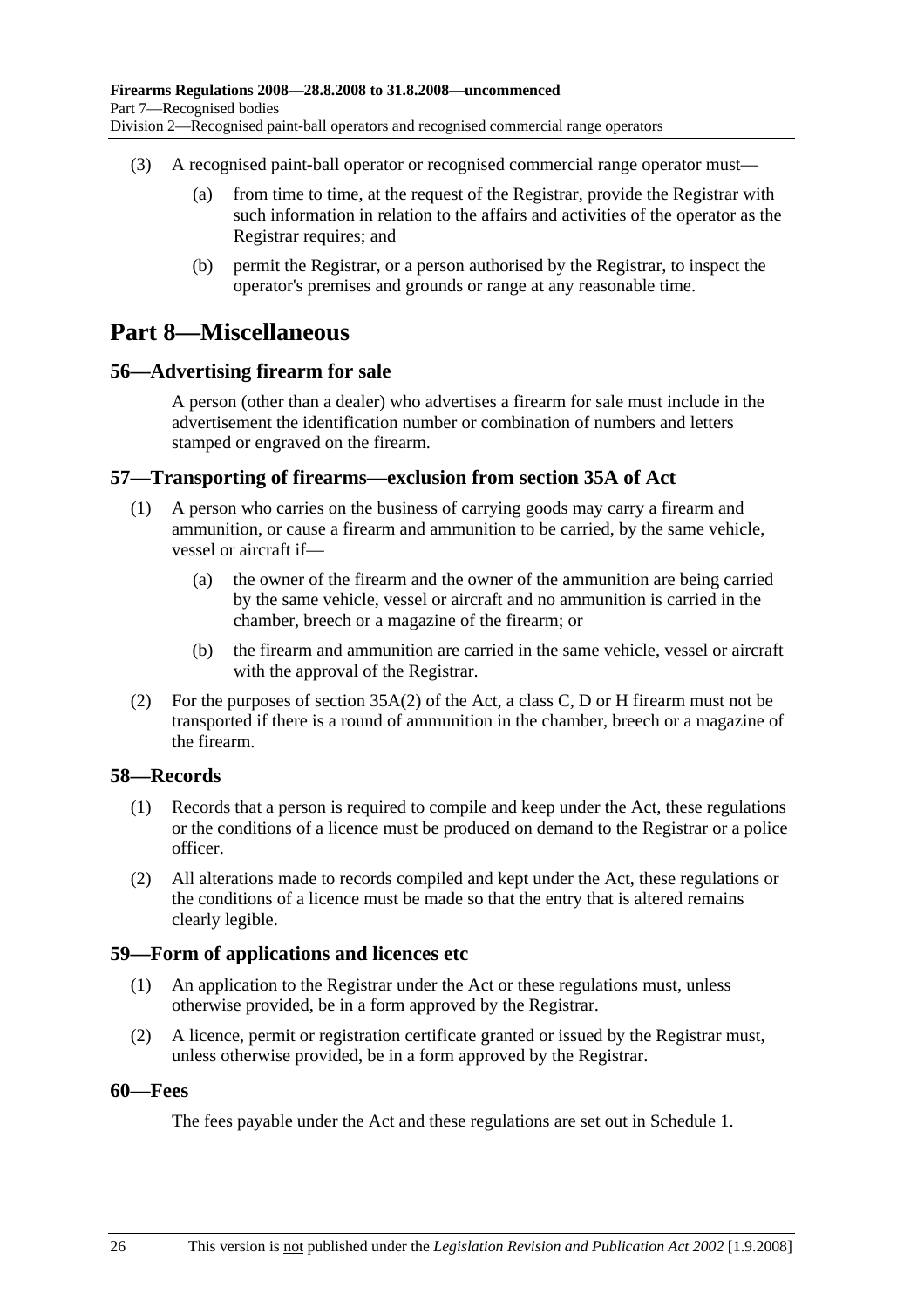(3) A recognised paint-ball operator or recognised commercial range operator must—

(a) from time to time, at the request of the Registrar, provide the Registrar with such information in relation to the affairs and activities of the operator as the Registrar requires; and

(b) permit the Registrar, or a person authorised by the Registrar, to inspect the operator's premises and grounds or range at any reasonable time.

# Part 8—Miscellaneous

## 56—Advertising firearm for sale

A person (other than a dealer) who advertises a firearm for sale must include in the advertisement the identification number or combination of numbers and letters stamped or engraved on the firearm.

## 57—Transporting of firearms—exclusion from section 35A of Act

(1) A person who carries on the business of carrying goods may carry a firearm and ammunition, or cause a firearm and ammunition to be carried, by the same vehicle, vessel or aircraft if—

(a) the owner of the firearm and the owner of the ammunition are being carried by the same vehicle, vessel or aircraft and no ammunition is carried in the chamber, breech or a magazine of the firearm; or

(b) the firearm and ammunition are carried in the same vehicle, vessel or aircraft with the approval of the Registrar.

(2) For the purposes of section 35A(2) of the Act, a class C, D or H firearm must not be transported if there is a round of ammunition in the chamber, breech or a magazine of the firearm.

## 58—Records

(1) Records that a person is required to compile and keep under the Act, these regulations or the conditions of a licence must be produced on demand to the Registrar or a police officer.

(2) All alterations made to records compiled and kept under the Act, these regulations or the conditions of a licence must be made so that the entry that is altered remains clearly legible.

## 59—Form of applications and licences etc

(1) An application to the Registrar under the Act or these regulations must, unless otherwise provided, be in a form approved by the Registrar.

(2) A licence, permit or registration certificate granted or issued by the Registrar must, unless otherwise provided, be in a form approved by the Registrar.

## 60—Fees

The fees payable under the Act and these regulations are set out in Schedule 1.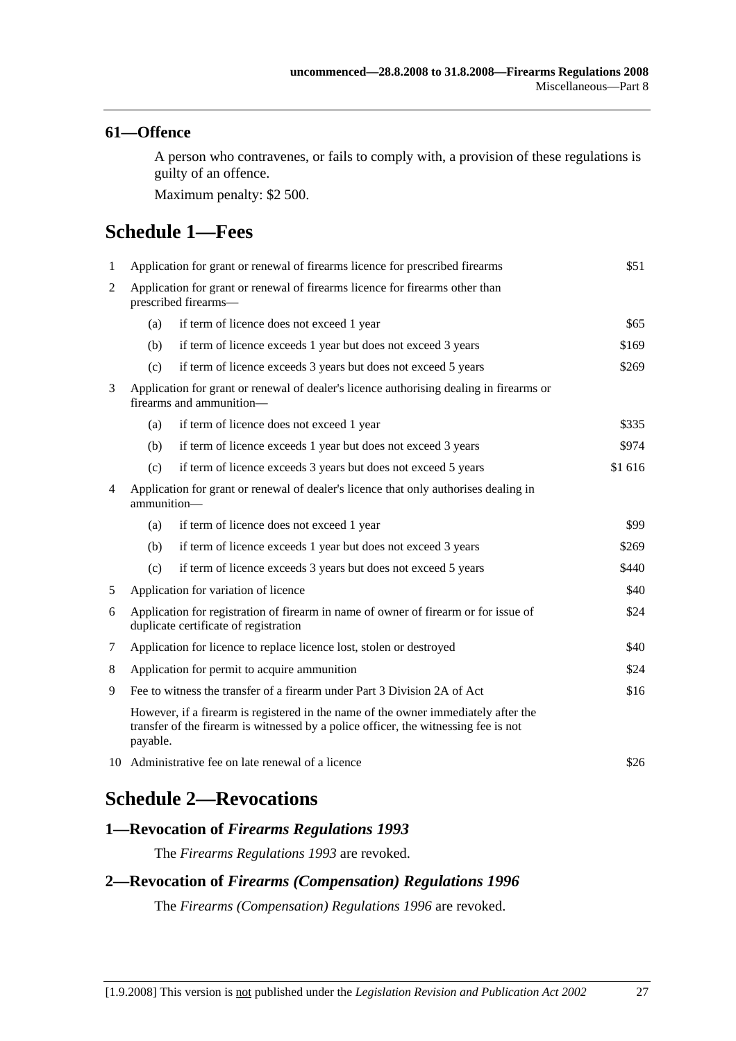## 61—Offence

A person who contravenes, or fails to comply with, a provision of these regulations is guilty of an offence.

Maximum penalty: $2 500.

# Schedule 1—Fees

| | | | |
|---|---|---|---|
| 1 | Application for grant or renewal of firearms licence for prescribed firearms | | $51 |
| 2 | Application for grant or renewal of firearms licence for firearms other than prescribed firearms— | | |
| | (a) | if term of licence does not exceed 1 year | $65 |
| | (b) | if term of licence exceeds 1 year but does not exceed 3 years | $169 |
| | (c) | if term of licence exceeds 3 years but does not exceed 5 years | $269 |
| 3 | Application for grant or renewal of dealer's licence authorising dealing in firearms or firearms and ammunition— | | |
| | (a) | if term of licence does not exceed 1 year | $335 |
| | (b) | if term of licence exceeds 1 year but does not exceed 3 years | $974 |
| | (c) | if term of licence exceeds 3 years but does not exceed 5 years | $1 616 |
| 4 | Application for grant or renewal of dealer's licence that only authorises dealing in ammunition— | | |
| | (a) | if term of licence does not exceed 1 year | $99 |
| | (b) | if term of licence exceeds 1 year but does not exceed 3 years | $269 |
| | (c) | if term of licence exceeds 3 years but does not exceed 5 years | $440 |
| 5 | Application for variation of licence | | $40 |
| 6 | Application for registration of firearm in name of owner of firearm or for issue of duplicate certificate of registration | | $24 |
| 7 | Application for licence to replace licence lost, stolen or destroyed | | $40 |
| 8 | Application for permit to acquire ammunition | | $24 |
| 9 | Fee to witness the transfer of a firearm under Part 3 Division 2A of Act | | $16 |
| | However, if a firearm is registered in the name of the owner immediately after the transfer of the firearm is witnessed by a police officer, the witnessing fee is not payable. | | |
| 10 | Administrative fee on late renewal of a licence | | $26 |

# Schedule 2—Revocations

## 1—Revocation of *Firearms Regulations 1993*

The *Firearms Regulations 1993* are revoked.

## 2—Revocation of *Firearms (Compensation) Regulations 1996*

The *Firearms (Compensation) Regulations 1996* are revoked.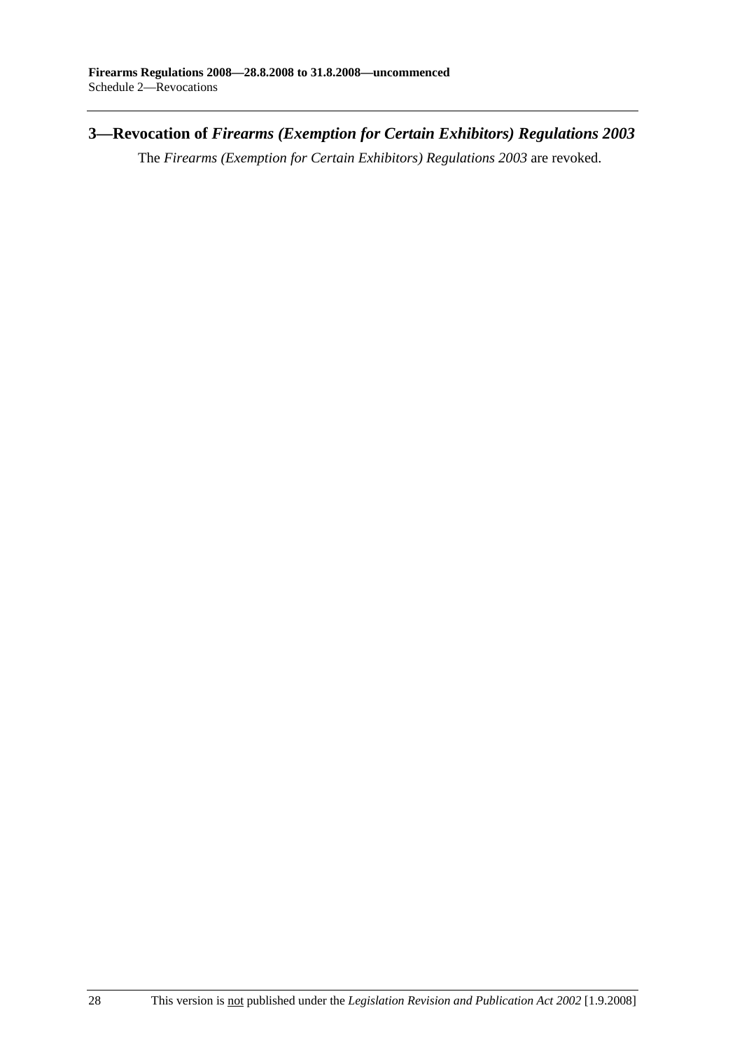## 3—Revocation of *Firearms (Exemption for Certain Exhibitors) Regulations 2003*

The *Firearms (Exemption for Certain Exhibitors) Regulations 2003* are revoked.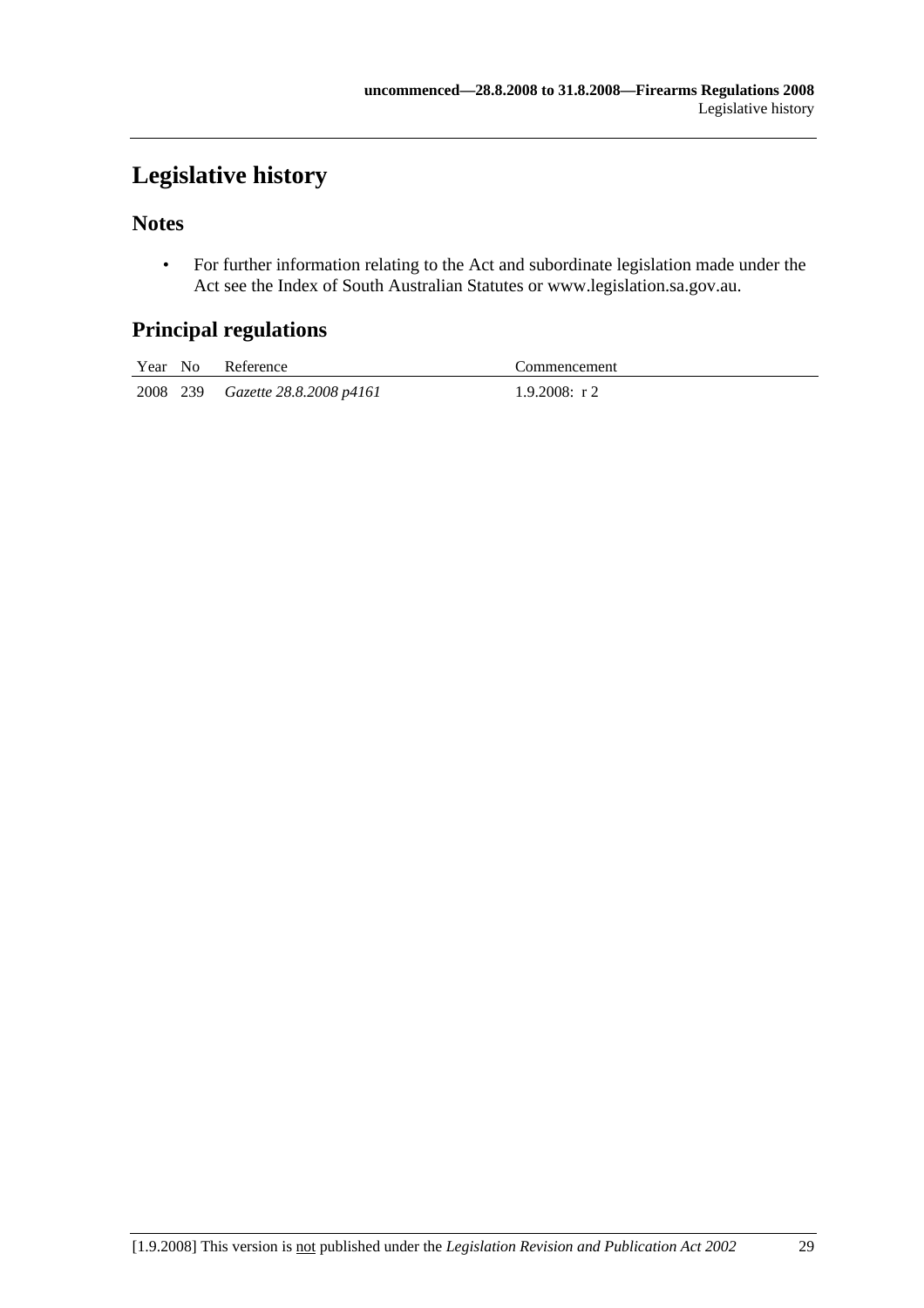# Legislative history

## Notes

- For further information relating to the Act and subordinate legislation made under the Act see the Index of South Australian Statutes or www.legislation.sa.gov.au.

## Principal regulations

| Year | No | Reference | Commencement |
|---|---|---|---|
| 2008 | 239 | *Gazette 28.8.2008 p4161* | 1.9.2008: r 2 |